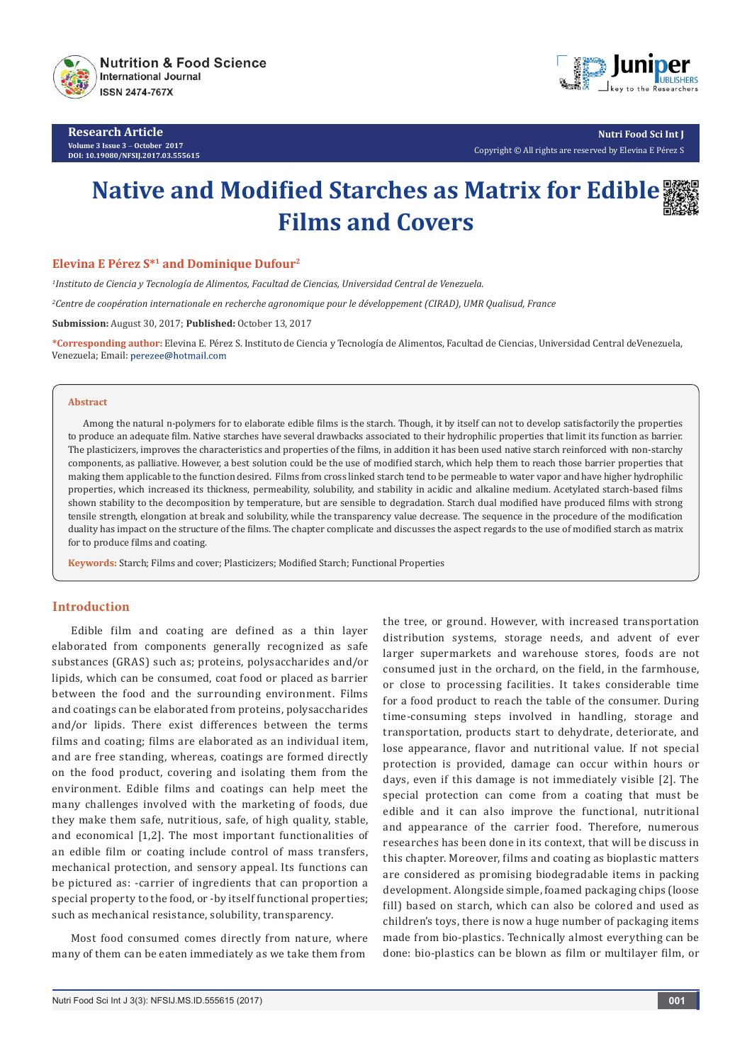Research Article
Volume 3 Issue 3 – October 2017
DOI: 10.19080/NFSIJ.2017.03.555615

Copyright © All rights are reserved by Elevina E Pérez S

# Native and Modified Starches as Matrix for Edible Films and Covers

**Elevina E Pérez S*[1] and Dominique Dufour[2]**

*[1]Instituto de Ciencia y Tecnología de Alimentos, Facultad de Ciencias, Universidad Central de Venezuela.*

*[2]Centre de coopération internationale en recherche agronomique pour le développement (CIRAD), UMR Qualisud, France*

**Submission:** August 30, 2017; **Published:** October 13, 2017

***Corresponding author:** Elevina E. Pérez S. Instituto de Ciencia y Tecnología de Alimentos, Facultad de Ciencias, Universidad Central deVenezuela, Venezuela; Email: perezee@hotmail.com

## Abstract

Among the natural n-polymers for to elaborate edible films is the starch. Though, it by itself can not to develop satisfactorily the properties to produce an adequate film. Native starches have several drawbacks associated to their hydrophilic properties that limit its function as barrier. The plasticizers, improves the characteristics and properties of the films, in addition it has been used native starch reinforced with non-starchy components, as palliative. However, a best solution could be the use of modified starch, which help them to reach those barrier properties that making them applicable to the function desired. Films from cross linked starch tend to be permeable to water vapor and have higher hydrophilic properties, which increased its thickness, permeability, solubility, and stability in acidic and alkaline medium. Acetylated starch-based films shown stability to the decomposition by temperature, but are sensible to degradation. Starch dual modified have produced films with strong tensile strength, elongation at break and solubility, while the transparency value decrease. The sequence in the procedure of the modification duality has impact on the structure of the films. The chapter complicate and discusses the aspect regards to the use of modified starch as matrix for to produce films and coating.

**Keywords:** Starch; Films and cover; Plasticizers; Modified Starch; Functional Properties

## Introduction

Edible film and coating are defined as a thin layer elaborated from components generally recognized as safe substances (GRAS) such as; proteins, polysaccharides and/or lipids, which can be consumed, coat food or placed as barrier between the food and the surrounding environment. Films and coatings can be elaborated from proteins, polysaccharides and/or lipids. There exist differences between the terms films and coating; films are elaborated as an individual item, and are free standing, whereas, coatings are formed directly on the food product, covering and isolating them from the environment. Edible films and coatings can help meet the many challenges involved with the marketing of foods, due they make them safe, nutritious, safe, of high quality, stable, and economical [1,2]. The most important functionalities of an edible film or coating include control of mass transfers, mechanical protection, and sensory appeal. Its functions can be pictured as: -carrier of ingredients that can proportion a special property to the food, or -by itself functional properties; such as mechanical resistance, solubility, transparency.

Most food consumed comes directly from nature, where many of them can be eaten immediately as we take them from the tree, or ground. However, with increased transportation distribution systems, storage needs, and advent of ever larger supermarkets and warehouse stores, foods are not consumed just in the orchard, on the field, in the farmhouse, or close to processing facilities. It takes considerable time for a food product to reach the table of the consumer. During time-consuming steps involved in handling, storage and transportation, products start to dehydrate, deteriorate, and lose appearance, flavor and nutritional value. If not special protection is provided, damage can occur within hours or days, even if this damage is not immediately visible [2]. The special protection can come from a coating that must be edible and it can also improve the functional, nutritional and appearance of the carrier food. Therefore, numerous researches has been done in its context, that will be discuss in this chapter. Moreover, films and coating as bioplastic matters are considered as promising biodegradable items in packing development. Alongside simple, foamed packaging chips (loose fill) based on starch, which can also be colored and used as children's toys, there is now a huge number of packaging items made from bio-plastics. Technically almost everything can be done: bio-plastics can be blown as film or multilayer film, or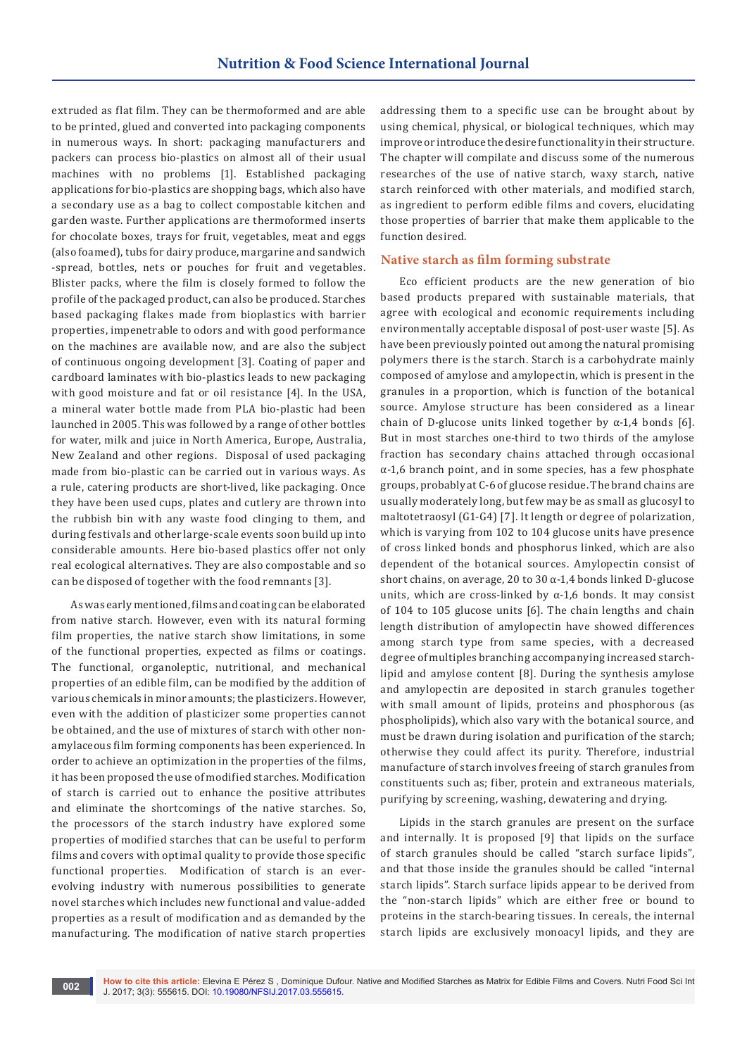extruded as flat film. They can be thermoformed and are able to be printed, glued and converted into packaging components in numerous ways. In short: packaging manufacturers and packers can process bio-plastics on almost all of their usual machines with no problems [1]. Established packaging applications for bio-plastics are shopping bags, which also have a secondary use as a bag to collect compostable kitchen and garden waste. Further applications are thermoformed inserts for chocolate boxes, trays for fruit, vegetables, meat and eggs (also foamed), tubs for dairy produce, margarine and sandwich -spread, bottles, nets or pouches for fruit and vegetables. Blister packs, where the film is closely formed to follow the profile of the packaged product, can also be produced. Starches based packaging flakes made from bioplastics with barrier properties, impenetrable to odors and with good performance on the machines are available now, and are also the subject of continuous ongoing development [3]. Coating of paper and cardboard laminates with bio-plastics leads to new packaging with good moisture and fat or oil resistance [4]. In the USA, a mineral water bottle made from PLA bio-plastic had been launched in 2005. This was followed by a range of other bottles for water, milk and juice in North America, Europe, Australia, New Zealand and other regions. Disposal of used packaging made from bio-plastic can be carried out in various ways. As a rule, catering products are short-lived, like packaging. Once they have been used cups, plates and cutlery are thrown into the rubbish bin with any waste food clinging to them, and during festivals and other large-scale events soon build up into considerable amounts. Here bio-based plastics offer not only real ecological alternatives. They are also compostable and so can be disposed of together with the food remnants [3].

As was early mentioned, films and coating can be elaborated from native starch. However, even with its natural forming film properties, the native starch show limitations, in some of the functional properties, expected as films or coatings. The functional, organoleptic, nutritional, and mechanical properties of an edible film, can be modified by the addition of various chemicals in minor amounts; the plasticizers. However, even with the addition of plasticizer some properties cannot be obtained, and the use of mixtures of starch with other non-amylaceous film forming components has been experienced. In order to achieve an optimization in the properties of the films, it has been proposed the use of modified starches. Modification of starch is carried out to enhance the positive attributes and eliminate the shortcomings of the native starches. So, the processors of the starch industry have explored some properties of modified starches that can be useful to perform films and covers with optimal quality to provide those specific functional properties. Modification of starch is an ever-evolving industry with numerous possibilities to generate novel starches which includes new functional and value-added properties as a result of modification and as demanded by the manufacturing. The modification of native starch properties addressing them to a specific use can be brought about by using chemical, physical, or biological techniques, which may improve or introduce the desire functionality in their structure. The chapter will compilate and discuss some of the numerous researches of the use of native starch, waxy starch, native starch reinforced with other materials, and modified starch, as ingredient to perform edible films and covers, elucidating those properties of barrier that make them applicable to the function desired.

## Native starch as film forming substrate

Eco efficient products are the new generation of bio based products prepared with sustainable materials, that agree with ecological and economic requirements including environmentally acceptable disposal of post-user waste [5]. As have been previously pointed out among the natural promising polymers there is the starch. Starch is a carbohydrate mainly composed of amylose and amylopectin, which is present in the granules in a proportion, which is function of the botanical source. Amylose structure has been considered as a linear chain of D-glucose units linked together by α-1,4 bonds [6]. But in most starches one-third to two thirds of the amylose fraction has secondary chains attached through occasional α-1,6 branch point, and in some species, has a few phosphate groups, probably at C-6 of glucose residue. The brand chains are usually moderately long, but few may be as small as glucosyl to maltotetraosyl (G1-G4) [7]. It length or degree of polarization, which is varying from 102 to 104 glucose units have presence of cross linked bonds and phosphorus linked, which are also dependent of the botanical sources. Amylopectin consist of short chains, on average, 20 to 30 α-1,4 bonds linked D-glucose units, which are cross-linked by α-1,6 bonds. It may consist of 104 to 105 glucose units [6]. The chain lengths and chain length distribution of amylopectin have showed differences among starch type from same species, with a decreased degree of multiples branching accompanying increased starch-lipid and amylose content [8]. During the synthesis amylose and amylopectin are deposited in starch granules together with small amount of lipids, proteins and phosphorous (as phospholipids), which also vary with the botanical source, and must be drawn during isolation and purification of the starch; otherwise they could affect its purity. Therefore, industrial manufacture of starch involves freeing of starch granules from constituents such as; fiber, protein and extraneous materials, purifying by screening, washing, dewatering and drying.

Lipids in the starch granules are present on the surface and internally. It is proposed [9] that lipids on the surface of starch granules should be called "starch surface lipids", and that those inside the granules should be called "internal starch lipids". Starch surface lipids appear to be derived from the "non-starch lipids" which are either free or bound to proteins in the starch-bearing tissues. In cereals, the internal starch lipids are exclusively monoacyl lipids, and they are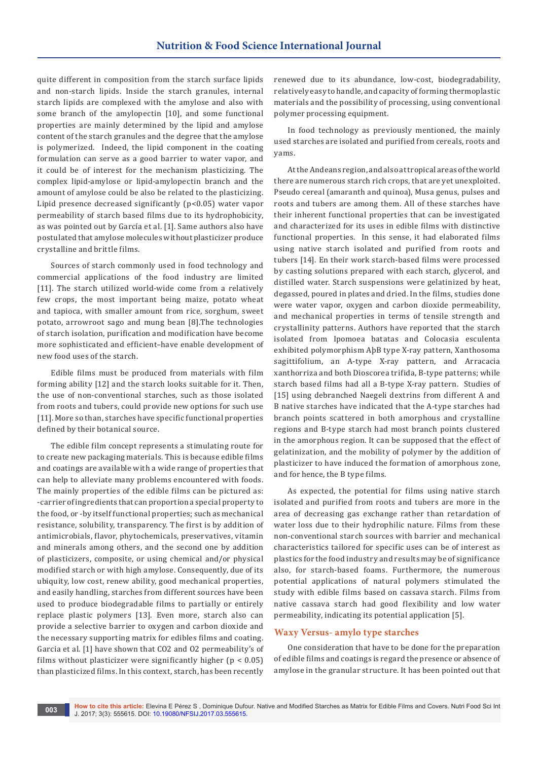quite different in composition from the starch surface lipids and non-starch lipids. Inside the starch granules, internal starch lipids are complexed with the amylose and also with some branch of the amylopectin [10], and some functional properties are mainly determined by the lipid and amylose content of the starch granules and the degree that the amylose is polymerized. Indeed, the lipid component in the coating formulation can serve as a good barrier to water vapor, and it could be of interest for the mechanism plasticizing. The complex lipid-amylose or lipid-amylopectin branch and the amount of amylose could be also be related to the plasticizing. Lipid presence decreased significantly ($p<0.05$) water vapor permeability of starch based films due to its hydrophobicity, as was pointed out by García et al. [1]. Same authors also have postulated that amylose molecules without plasticizer produce crystalline and brittle films.

Sources of starch commonly used in food technology and commercial applications of the food industry are limited [11]. The starch utilized world-wide come from a relatively few crops, the most important being maize, potato wheat and tapioca, with smaller amount from rice, sorghum, sweet potato, arrowroot sago and mung bean [8].The technologies of starch isolation, purification and modification have become more sophisticated and efficient–have enable development of new food uses of the starch.

Edible films must be produced from materials with film forming ability [12] and the starch looks suitable for it. Then, the use of non-conventional starches, such as those isolated from roots and tubers, could provide new options for such use [11]. More so than, starches have specific functional properties defined by their botanical source.

The edible film concept represents a stimulating route for to create new packaging materials. This is because edible films and coatings are available with a wide range of properties that can help to alleviate many problems encountered with foods. The mainly properties of the edible films can be pictured as: -carrier of ingredients that can proportion a special property to the food, or -by itself functional properties; such as mechanical resistance, solubility, transparency. The first is by addition of antimicrobials, flavor, phytochemicals, preservatives, vitamin and minerals among others, and the second one by addition of plasticizers, composite, or using chemical and/or physical modified starch or with high amylose. Consequently, due of its ubiquity, low cost, renew ability, good mechanical properties, and easily handling, starches from different sources have been used to produce biodegradable films to partially or entirely replace plastic polymers [13]. Even more, starch also can provide a selective barrier to oxygen and carbon dioxide and the necessary supporting matrix for edibles films and coating. Garcia et al. [1] have shown that $CO2$ and $O2$ permeability's of films without plasticizer were significantly higher ($p < 0.05$) than plasticized films. In this context, starch, has been recently renewed due to its abundance, low-cost, biodegradability, relatively easy to handle, and capacity of forming thermoplastic materials and the possibility of processing, using conventional polymer processing equipment.

In food technology as previously mentioned, the mainly used starches are isolated and purified from cereals, roots and yams.

At the Andeans region, and also at tropical areas of the world there are numerous starch rich crops, that are yet unexploited. Pseudo cereal (amaranth and quinoa), Musa genus, pulses and roots and tubers are among them. All of these starches have their inherent functional properties that can be investigated and characterized for its uses in edible films with distinctive functional properties. In this sense, it had elaborated films using native starch isolated and purified from roots and tubers [14]. En their work starch-based films were processed by casting solutions prepared with each starch, glycerol, and distilled water. Starch suspensions were gelatinized by heat, degassed, poured in plates and dried. In the films, studies done were water vapor, oxygen and carbon dioxide permeability, and mechanical properties in terms of tensile strength and crystallinity patterns. Authors have reported that the starch isolated from Ipomoea batatas and Colocasia esculenta exhibited polymorphism AþB type X-ray pattern, Xanthosoma sagittifolium, an A-type X-ray pattern, and Arracacia xanthorriza and both Dioscorea trifida, B-type patterns; while starch based films had all a B-type X-ray pattern. Studies of [15] using debranched Naegeli dextrins from different A and B native starches have indicated that the A-type starches had branch points scattered in both amorphous and crystalline regions and B-type starch had most branch points clustered in the amorphous region. It can be supposed that the effect of gelatinization, and the mobility of polymer by the addition of plasticizer to have induced the formation of amorphous zone, and for hence, the B type films.

As expected, the potential for films using native starch isolated and purified from roots and tubers are more in the area of decreasing gas exchange rather than retardation of water loss due to their hydrophilic nature. Films from these non-conventional starch sources with barrier and mechanical characteristics tailored for specific uses can be of interest as plastics for the food industry and results may be of significance also, for starch-based foams. Furthermore, the numerous potential applications of natural polymers stimulated the study with edible films based on cassava starch. Films from native cassava starch had good flexibility and low water permeability, indicating its potential application [5].

## Waxy Versus- amylo type starches

One consideration that have to be done for the preparation of edible films and coatings is regard the presence or absence of amylose in the granular structure. It has been pointed out that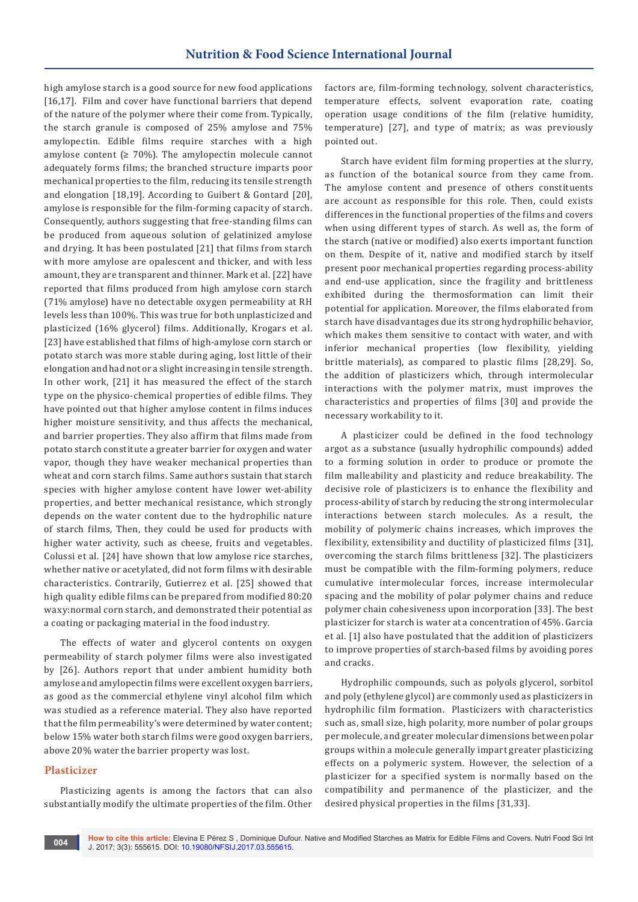high amylose starch is a good source for new food applications [16,17]. Film and cover have functional barriers that depend of the nature of the polymer where their come from. Typically, the starch granule is composed of 25% amylose and 75% amylopectin. Edible films require starches with a high amylose content (≥ 70%). The amylopectin molecule cannot adequately forms films; the branched structure imparts poor mechanical properties to the film, reducing its tensile strength and elongation [18,19]. According to Guibert & Gontard [20], amylose is responsible for the film-forming capacity of starch. Consequently, authors suggesting that free-standing films can be produced from aqueous solution of gelatinized amylose and drying. It has been postulated [21] that films from starch with more amylose are opalescent and thicker, and with less amount, they are transparent and thinner. Mark et al. [22] have reported that films produced from high amylose corn starch (71% amylose) have no detectable oxygen permeability at RH levels less than 100%. This was true for both unplasticized and plasticized (16% glycerol) films. Additionally, Krogars et al. [23] have established that films of high-amylose corn starch or potato starch was more stable during aging, lost little of their elongation and had not or a slight increasing in tensile strength. In other work, [21] it has measured the effect of the starch type on the physico-chemical properties of edible films. They have pointed out that higher amylose content in films induces higher moisture sensitivity, and thus affects the mechanical, and barrier properties. They also affirm that films made from potato starch constitute a greater barrier for oxygen and water vapor, though they have weaker mechanical properties than wheat and corn starch films. Same authors sustain that starch species with higher amylose content have lower wet-ability properties, and better mechanical resistance, which strongly depends on the water content due to the hydrophilic nature of starch films, Then, they could be used for products with higher water activity, such as cheese, fruits and vegetables. Colussi et al. [24] have shown that low amylose rice starches, whether native or acetylated, did not form films with desirable characteristics. Contrarily, Gutierrez et al. [25] showed that high quality edible films can be prepared from modified 80:20 waxy:normal corn starch, and demonstrated their potential as a coating or packaging material in the food industry.

The effects of water and glycerol contents on oxygen permeability of starch polymer films were also investigated by [26]. Authors report that under ambient humidity both amylose and amylopectin films were excellent oxygen barriers, as good as the commercial ethylene vinyl alcohol film which was studied as a reference material. They also have reported that the film permeability's were determined by water content; below 15% water both starch films were good oxygen barriers, above 20% water the barrier property was lost.

## Plasticizer

Plasticizing agents is among the factors that can also substantially modify the ultimate properties of the film. Other factors are, film-forming technology, solvent characteristics, temperature effects, solvent evaporation rate, coating operation usage conditions of the film (relative humidity, temperature) [27], and type of matrix; as was previously pointed out.

Starch have evident film forming properties at the slurry, as function of the botanical source from they came from. The amylose content and presence of others constituents are account as responsible for this role. Then, could exists differences in the functional properties of the films and covers when using different types of starch. As well as, the form of the starch (native or modified) also exerts important function on them. Despite of it, native and modified starch by itself present poor mechanical properties regarding process-ability and end-use application, since the fragility and brittleness exhibited during the thermosformation can limit their potential for application. Moreover, the films elaborated from starch have disadvantages due its strong hydrophilic behavior, which makes them sensitive to contact with water, and with inferior mechanical properties (low flexibility, yielding brittle materials), as compared to plastic films [28,29]. So, the addition of plasticizers which, through intermolecular interactions with the polymer matrix, must improves the characteristics and properties of films [30] and provide the necessary workability to it.

A plasticizer could be defined in the food technology argot as a substance (usually hydrophilic compounds) added to a forming solution in order to produce or promote the film malleability and plasticity and reduce breakability. The decisive role of plasticizers is to enhance the flexibility and process-ability of starch by reducing the strong intermolecular interactions between starch molecules. As a result, the mobility of polymeric chains increases, which improves the flexibility, extensibility and ductility of plasticized films [31], overcoming the starch films brittleness [32]. The plasticizers must be compatible with the film-forming polymers, reduce cumulative intermolecular forces, increase intermolecular spacing and the mobility of polar polymer chains and reduce polymer chain cohesiveness upon incorporation [33]. The best plasticizer for starch is water at a concentration of 45%. Garcia et al. [1] also have postulated that the addition of plasticizers to improve properties of starch-based films by avoiding pores and cracks.

Hydrophilic compounds, such as polyols glycerol, sorbitol and poly (ethylene glycol) are commonly used as plasticizers in hydrophilic film formation. Plasticizers with characteristics such as, small size, high polarity, more number of polar groups per molecule, and greater molecular dimensions between polar groups within a molecule generally impart greater plasticizing effects on a polymeric system. However, the selection of a plasticizer for a specified system is normally based on the compatibility and permanence of the plasticizer, and the desired physical properties in the films [31,33].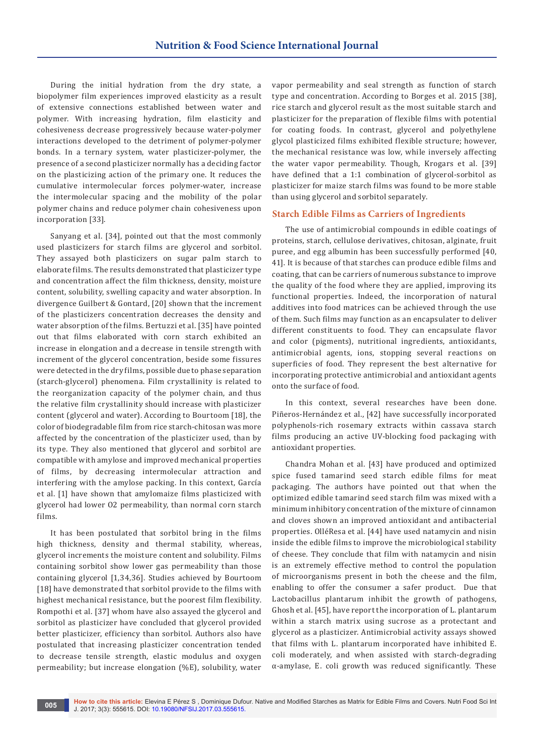During the initial hydration from the dry state, a biopolymer film experiences improved elasticity as a result of extensive connections established between water and polymer. With increasing hydration, film elasticity and cohesiveness decrease progressively because water-polymer interactions developed to the detriment of polymer-polymer bonds. In a ternary system, water plasticizer-polymer, the presence of a second plasticizer normally has a deciding factor on the plasticizing action of the primary one. It reduces the cumulative intermolecular forces polymer-water, increase the intermolecular spacing and the mobility of the polar polymer chains and reduce polymer chain cohesiveness upon incorporation [33].

Sanyang et al. [34], pointed out that the most commonly used plasticizers for starch films are glycerol and sorbitol. They assayed both plasticizers on sugar palm starch to elaborate films. The results demonstrated that plasticizer type and concentration affect the film thickness, density, moisture content, solubility, swelling capacity and water absorption. In divergence Guilbert & Gontard, [20] shown that the increment of the plasticizers concentration decreases the density and water absorption of the films. Bertuzzi et al. [35] have pointed out that films elaborated with corn starch exhibited an increase in elongation and a decrease in tensile strength with increment of the glycerol concentration, beside some fissures were detected in the dry films, possible due to phase separation (starch-glycerol) phenomena. Film crystallinity is related to the reorganization capacity of the polymer chain, and thus the relative film crystallinity should increase with plasticizer content (glycerol and water). According to Bourtoom [18], the color of biodegradable film from rice starch-chitosan was more affected by the concentration of the plasticizer used, than by its type. They also mentioned that glycerol and sorbitol are compatible with amylose and improved mechanical properties of films, by decreasing intermolecular attraction and interfering with the amylose packing. In this context, García et al. [1] have shown that amylomaize films plasticized with glycerol had lower O2 permeability, than normal corn starch films.

It has been postulated that sorbitol bring in the films high thickness, density and thermal stability, whereas, glycerol increments the moisture content and solubility. Films containing sorbitol show lower gas permeability than those containing glycerol [1,34,36]. Studies achieved by Bourtoom [18] have demonstrated that sorbitol provide to the films with highest mechanical resistance, but the poorest film flexibility. Rompothi et al. [37] whom have also assayed the glycerol and sorbitol as plasticizer have concluded that glycerol provided better plasticizer, efficiency than sorbitol. Authors also have postulated that increasing plasticizer concentration tended to decrease tensile strength, elastic modulus and oxygen permeability; but increase elongation (%E), solubility, water vapor permeability and seal strength as function of starch type and concentration. According to Borges et al. 2015 [38], rice starch and glycerol result as the most suitable starch and plasticizer for the preparation of flexible films with potential for coating foods. In contrast, glycerol and polyethylene glycol plasticized films exhibited flexible structure; however, the mechanical resistance was low, while inversely affecting the water vapor permeability. Though, Krogars et al. [39] have defined that a 1:1 combination of glycerol-sorbitol as plasticizer for maize starch films was found to be more stable than using glycerol and sorbitol separately.

## Starch Edible Films as Carriers of Ingredients

The use of antimicrobial compounds in edible coatings of proteins, starch, cellulose derivatives, chitosan, alginate, fruit puree, and egg albumin has been successfully performed [40, 41]. It is because of that starches can produce edible films and coating, that can be carriers of numerous substance to improve the quality of the food where they are applied, improving its functional properties. Indeed, the incorporation of natural additives into food matrices can be achieved through the use of them. Such films may function as an encapsulater to deliver different constituents to food. They can encapsulate flavor and color (pigments), nutritional ingredients, antioxidants, antimicrobial agents, ions, stopping several reactions on superficies of food. They represent the best alternative for incorporating protective antimicrobial and antioxidant agents onto the surface of food.

In this context, several researches have been done. Piñeros-Hernández et al., [42] have successfully incorporated polyphenols-rich rosemary extracts within cassava starch films producing an active UV-blocking food packaging with antioxidant properties.

Chandra Mohan et al. [43] have produced and optimized spice fused tamarind seed starch edible films for meat packaging. The authors have pointed out that when the optimized edible tamarind seed starch film was mixed with a minimum inhibitory concentration of the mixture of cinnamon and cloves shown an improved antioxidant and antibacterial properties. OlléResa et al. [44] have used natamycin and nisin inside the edible films to improve the microbiological stability of cheese. They conclude that film with natamycin and nisin is an extremely effective method to control the population of microorganisms present in both the cheese and the film, enabling to offer the consumer a safer product. Due that Lactobacillus plantarum inhibit the growth of pathogens, Ghosh et al. [45], have report the incorporation of L. plantarum within a starch matrix using sucrose as a protectant and glycerol as a plasticizer. Antimicrobial activity assays showed that films with L. plantarum incorporated have inhibited E. coli moderately, and when assisted with starch-degrading α-amylase, E. coli growth was reduced significantly. These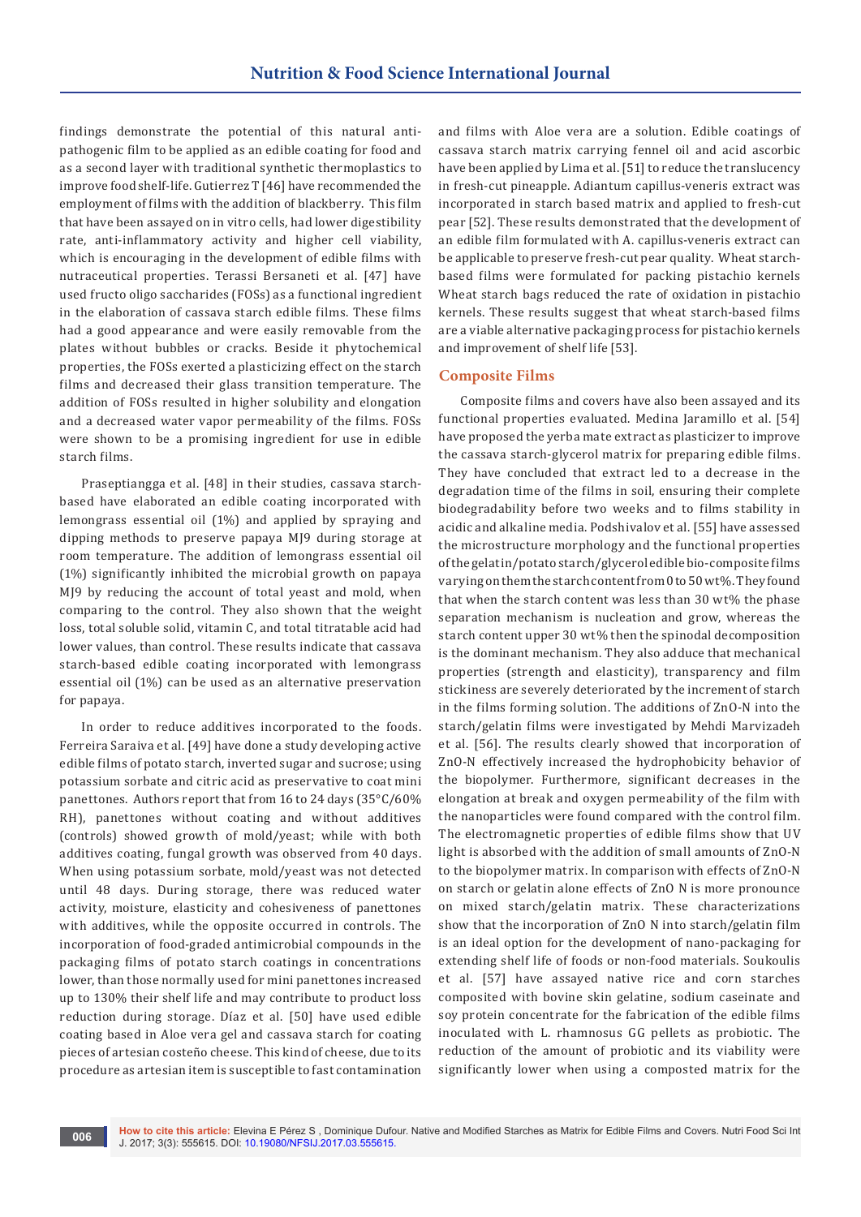findings demonstrate the potential of this natural anti-pathogenic film to be applied as an edible coating for food and as a second layer with traditional synthetic thermoplastics to improve food shelf-life. Gutierrez T [46] have recommended the employment of films with the addition of blackberry. This film that have been assayed on in vitro cells, had lower digestibility rate, anti-inflammatory activity and higher cell viability, which is encouraging in the development of edible films with nutraceutical properties. Terassi Bersaneti et al. [47] have used fructo oligo saccharides (FOSs) as a functional ingredient in the elaboration of cassava starch edible films. These films had a good appearance and were easily removable from the plates without bubbles or cracks. Beside it phytochemical properties, the FOSs exerted a plasticizing effect on the starch films and decreased their glass transition temperature. The addition of FOSs resulted in higher solubility and elongation and a decreased water vapor permeability of the films. FOSs were shown to be a promising ingredient for use in edible starch films.

Praseptiangga et al. [48] in their studies, cassava starch-based have elaborated an edible coating incorporated with lemongrass essential oil (1%) and applied by spraying and dipping methods to preserve papaya MJ9 during storage at room temperature. The addition of lemongrass essential oil (1%) significantly inhibited the microbial growth on papaya MJ9 by reducing the account of total yeast and mold, when comparing to the control. They also shown that the weight loss, total soluble solid, vitamin C, and total titratable acid had lower values, than control. These results indicate that cassava starch-based edible coating incorporated with lemongrass essential oil (1%) can be used as an alternative preservation for papaya.

In order to reduce additives incorporated to the foods. Ferreira Saraiva et al. [49] have done a study developing active edible films of potato starch, inverted sugar and sucrose; using potassium sorbate and citric acid as preservative to coat mini panettones. Authors report that from 16 to 24 days (35°C/60% RH), panettones without coating and without additives (controls) showed growth of mold/yeast; while with both additives coating, fungal growth was observed from 40 days. When using potassium sorbate, mold/yeast was not detected until 48 days. During storage, there was reduced water activity, moisture, elasticity and cohesiveness of panettones with additives, while the opposite occurred in controls. The incorporation of food-graded antimicrobial compounds in the packaging films of potato starch coatings in concentrations lower, than those normally used for mini panettones increased up to 130% their shelf life and may contribute to product loss reduction during storage. Díaz et al. [50] have used edible coating based in Aloe vera gel and cassava starch for coating pieces of artesian costeño cheese. This kind of cheese, due to its procedure as artesian item is susceptible to fast contamination and films with Aloe vera are a solution. Edible coatings of cassava starch matrix carrying fennel oil and acid ascorbic have been applied by Lima et al. [51] to reduce the translucency in fresh-cut pineapple. Adiantum capillus-veneris extract was incorporated in starch based matrix and applied to fresh-cut pear [52]. These results demonstrated that the development of an edible film formulated with A. capillus-veneris extract can be applicable to preserve fresh-cut pear quality. Wheat starch-based films were formulated for packing pistachio kernels Wheat starch bags reduced the rate of oxidation in pistachio kernels. These results suggest that wheat starch-based films are a viable alternative packaging process for pistachio kernels and improvement of shelf life [53].

## Composite Films

Composite films and covers have also been assayed and its functional properties evaluated. Medina Jaramillo et al. [54] have proposed the yerba mate extract as plasticizer to improve the cassava starch-glycerol matrix for preparing edible films. They have concluded that extract led to a decrease in the degradation time of the films in soil, ensuring their complete biodegradability before two weeks and to films stability in acidic and alkaline media. Podshivalov et al. [55] have assessed the microstructure morphology and the functional properties of the gelatin/potato starch/glycerol edible bio-composite films varying on them the starch content from 0 to 50 wt%. They found that when the starch content was less than 30 wt% the phase separation mechanism is nucleation and grow, whereas the starch content upper 30 wt% then the spinodal decomposition is the dominant mechanism. They also adduce that mechanical properties (strength and elasticity), transparency and film stickiness are severely deteriorated by the increment of starch in the films forming solution. The additions of ZnO-N into the starch/gelatin films were investigated by Mehdi Marvizadeh et al. [56]. The results clearly showed that incorporation of ZnO-N effectively increased the hydrophobicity behavior of the biopolymer. Furthermore, significant decreases in the elongation at break and oxygen permeability of the film with the nanoparticles were found compared with the control film. The electromagnetic properties of edible films show that UV light is absorbed with the addition of small amounts of ZnO-N to the biopolymer matrix. In comparison with effects of ZnO-N on starch or gelatin alone effects of ZnO N is more pronounce on mixed starch/gelatin matrix. These characterizations show that the incorporation of ZnO N into starch/gelatin film is an ideal option for the development of nano-packaging for extending shelf life of foods or non-food materials. Soukoulis et al. [57] have assayed native rice and corn starches composited with bovine skin gelatine, sodium caseinate and soy protein concentrate for the fabrication of the edible films inoculated with L. rhamnosus GG pellets as probiotic. The reduction of the amount of probiotic and its viability were significantly lower when using a composted matrix for the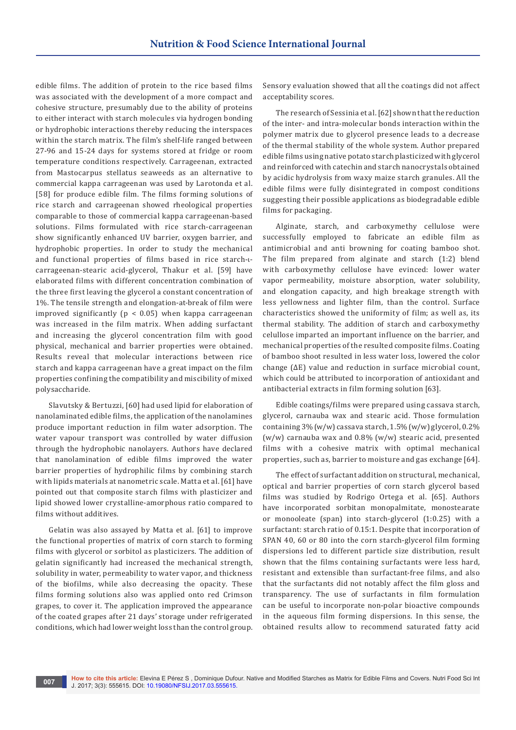edible films. The addition of protein to the rice based films was associated with the development of a more compact and cohesive structure, presumably due to the ability of proteins to either interact with starch molecules via hydrogen bonding or hydrophobic interactions thereby reducing the interspaces within the starch matrix. The film's shelf-life ranged between 27-96 and 15-24 days for systems stored at fridge or room temperature conditions respectively. Carrageenan, extracted from Mastocarpus stellatus seaweeds as an alternative to commercial kappa carrageenan was used by Larotonda et al. [58] for produce edible film. The films forming solutions of rice starch and carrageenan showed rheological properties comparable to those of commercial kappa carrageenan-based solutions. Films formulated with rice starch-carrageenan show significantly enhanced UV barrier, oxygen barrier, and hydrophobic properties. In order to study the mechanical and functional properties of films based in rice starch-ι-carrageenan-stearic acid-glycerol, Thakur et al. [59] have elaborated films with different concentration combination of the three first leaving the glycerol a constant concentration of 1%. The tensile strength and elongation-at-break of film were improved significantly ($p < 0.05$) when kappa carrageenan was increased in the film matrix. When adding surfactant and increasing the glycerol concentration film with good physical, mechanical and barrier properties were obtained. Results reveal that molecular interactions between rice starch and kappa carrageenan have a great impact on the film properties confining the compatibility and miscibility of mixed polysaccharide.

Slavutsky & Bertuzzi, [60] had used lipid for elaboration of nanolaminated edible films, the application of the nanolamines produce important reduction in film water adsorption. The water vapour transport was controlled by water diffusion through the hydrophobic nanolayers. Authors have declared that nanolamination of edible films improved the water barrier properties of hydrophilic films by combining starch with lipids materials at nanometric scale. Matta et al. [61] have pointed out that composite starch films with plasticizer and lipid showed lower crystalline-amorphous ratio compared to films without additives.

Gelatin was also assayed by Matta et al. [61] to improve the functional properties of matrix of corn starch to forming films with glycerol or sorbitol as plasticizers. The addition of gelatin significantly had increased the mechanical strength, solubility in water, permeability to water vapor, and thickness of the biofilms, while also decreasing the opacity. These films forming solutions also was applied onto red Crimson grapes, to cover it. The application improved the appearance of the coated grapes after 21 days' storage under refrigerated conditions, which had lower weight loss than the control group. Sensory evaluation showed that all the coatings did not affect acceptability scores.

The research of Sessinia et al. [62] shown that the reduction of the inter- and intra-molecular bonds interaction within the polymer matrix due to glycerol presence leads to a decrease of the thermal stability of the whole system. Author prepared edible films using native potato starch plasticized with glycerol and reinforced with catechin and starch nanocrystals obtained by acidic hydrolysis from waxy maize starch granules. All the edible films were fully disintegrated in compost conditions suggesting their possible applications as biodegradable edible films for packaging.

Alginate, starch, and carboxymethy cellulose were successfully employed to fabricate an edible film as antimicrobial and anti browning for coating bamboo shot. The film prepared from alginate and starch (1:2) blend with carboxymethy cellulose have evinced: lower water vapor permeability, moisture absorption, water solubility, and elongation capacity, and high breakage strength with less yellowness and lighter film, than the control. Surface characteristics showed the uniformity of film; as well as, its thermal stability. The addition of starch and carboxymethy celullose imparted an important influence on the barrier, and mechanical properties of the resulted composite films. Coating of bamboo shoot resulted in less water loss, lowered the color change ($\Delta E$) value and reduction in surface microbial count, which could be attributed to incorporation of antioxidant and antibacterial extracts in film forming solution [63].

Edible coatings/films were prepared using cassava starch, glycerol, carnauba wax and stearic acid. Those formulation containing 3% (w/w) cassava starch, 1.5% (w/w) glycerol, 0.2% (w/w) carnauba wax and 0.8% (w/w) stearic acid, presented films with a cohesive matrix with optimal mechanical properties, such as, barrier to moisture and gas exchange [64].

The effect of surfactant addition on structural, mechanical, optical and barrier properties of corn starch glycerol based films was studied by Rodrigo Ortega et al. [65]. Authors have incorporated sorbitan monopalmitate, monostearate or monooleate (span) into starch-glycerol (1:0.25) with a surfactant: starch ratio of 0.15:1. Despite that incorporation of SPAN 40, 60 or 80 into the corn starch-glycerol film forming dispersions led to different particle size distribution, result shown that the films containing surfactants were less hard, resistant and extensible than surfactant-free films, and also that the surfactants did not notably affect the film gloss and transparency. The use of surfactants in film formulation can be useful to incorporate non-polar bioactive compounds in the aqueous film forming dispersions. In this sense, the obtained results allow to recommend saturated fatty acid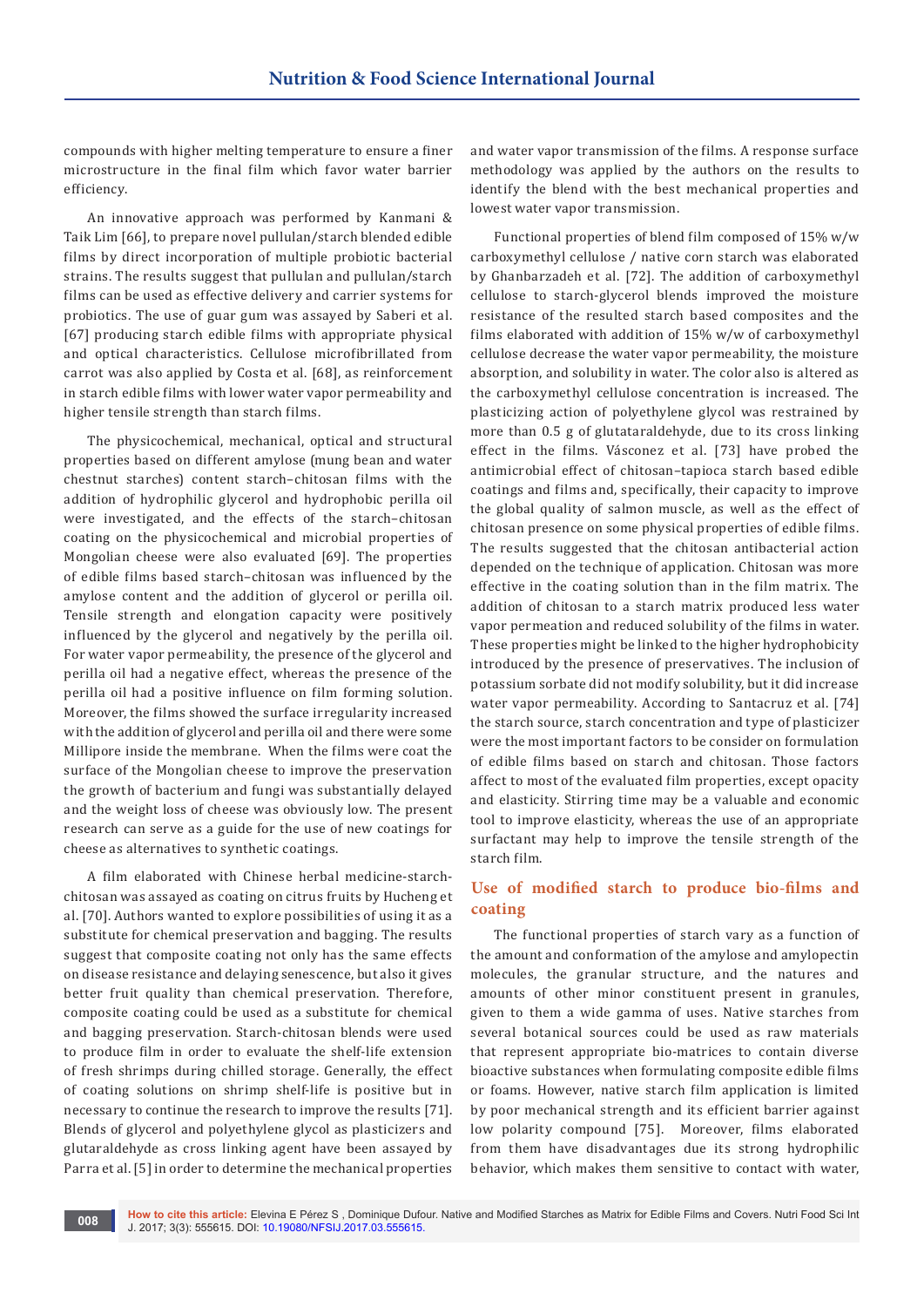compounds with higher melting temperature to ensure a finer microstructure in the final film which favor water barrier efficiency.

An innovative approach was performed by Kanmani & Taik Lim [66], to prepare novel pullulan/starch blended edible films by direct incorporation of multiple probiotic bacterial strains. The results suggest that pullulan and pullulan/starch films can be used as effective delivery and carrier systems for probiotics. The use of guar gum was assayed by Saberi et al. [67] producing starch edible films with appropriate physical and optical characteristics. Cellulose microfibrillated from carrot was also applied by Costa et al. [68], as reinforcement in starch edible films with lower water vapor permeability and higher tensile strength than starch films.

The physicochemical, mechanical, optical and structural properties based on different amylose (mung bean and water chestnut starches) content starch–chitosan films with the addition of hydrophilic glycerol and hydrophobic perilla oil were investigated, and the effects of the starch–chitosan coating on the physicochemical and microbial properties of Mongolian cheese were also evaluated [69]. The properties of edible films based starch–chitosan was influenced by the amylose content and the addition of glycerol or perilla oil. Tensile strength and elongation capacity were positively influenced by the glycerol and negatively by the perilla oil. For water vapor permeability, the presence of the glycerol and perilla oil had a negative effect, whereas the presence of the perilla oil had a positive influence on film forming solution. Moreover, the films showed the surface irregularity increased with the addition of glycerol and perilla oil and there were some Millipore inside the membrane. When the films were coat the surface of the Mongolian cheese to improve the preservation the growth of bacterium and fungi was substantially delayed and the weight loss of cheese was obviously low. The present research can serve as a guide for the use of new coatings for cheese as alternatives to synthetic coatings.

A film elaborated with Chinese herbal medicine-starch-chitosan was assayed as coating on citrus fruits by Hucheng et al. [70]. Authors wanted to explore possibilities of using it as a substitute for chemical preservation and bagging. The results suggest that composite coating not only has the same effects on disease resistance and delaying senescence, but also it gives better fruit quality than chemical preservation. Therefore, composite coating could be used as a substitute for chemical and bagging preservation. Starch-chitosan blends were used to produce film in order to evaluate the shelf-life extension of fresh shrimps during chilled storage. Generally, the effect of coating solutions on shrimp shelf-life is positive but in necessary to continue the research to improve the results [71]. Blends of glycerol and polyethylene glycol as plasticizers and glutaraldehyde as cross linking agent have been assayed by Parra et al. [5] in order to determine the mechanical properties and water vapor transmission of the films. A response surface methodology was applied by the authors on the results to identify the blend with the best mechanical properties and lowest water vapor transmission.

Functional properties of blend film composed of 15% w/w carboxymethyl cellulose / native corn starch was elaborated by Ghanbarzadeh et al. [72]. The addition of carboxymethyl cellulose to starch-glycerol blends improved the moisture resistance of the resulted starch based composites and the films elaborated with addition of 15% w/w of carboxymethyl cellulose decrease the water vapor permeability, the moisture absorption, and solubility in water. The color also is altered as the carboxymethyl cellulose concentration is increased. The plasticizing action of polyethylene glycol was restrained by more than 0.5 g of glutataraldehyde, due to its cross linking effect in the films. Vásconez et al. [73] have probed the antimicrobial effect of chitosan–tapioca starch based edible coatings and films and, specifically, their capacity to improve the global quality of salmon muscle, as well as the effect of chitosan presence on some physical properties of edible films. The results suggested that the chitosan antibacterial action depended on the technique of application. Chitosan was more effective in the coating solution than in the film matrix. The addition of chitosan to a starch matrix produced less water vapor permeation and reduced solubility of the films in water. These properties might be linked to the higher hydrophobicity introduced by the presence of preservatives. The inclusion of potassium sorbate did not modify solubility, but it did increase water vapor permeability. According to Santacruz et al. [74] the starch source, starch concentration and type of plasticizer were the most important factors to be consider on formulation of edible films based on starch and chitosan. Those factors affect to most of the evaluated film properties, except opacity and elasticity. Stirring time may be a valuable and economic tool to improve elasticity, whereas the use of an appropriate surfactant may help to improve the tensile strength of the starch film.

## Use of modified starch to produce bio-films and coating

The functional properties of starch vary as a function of the amount and conformation of the amylose and amylopectin molecules, the granular structure, and the natures and amounts of other minor constituent present in granules, given to them a wide gamma of uses. Native starches from several botanical sources could be used as raw materials that represent appropriate bio-matrices to contain diverse bioactive substances when formulating composite edible films or foams. However, native starch film application is limited by poor mechanical strength and its efficient barrier against low polarity compound [75]. Moreover, films elaborated from them have disadvantages due its strong hydrophilic behavior, which makes them sensitive to contact with water,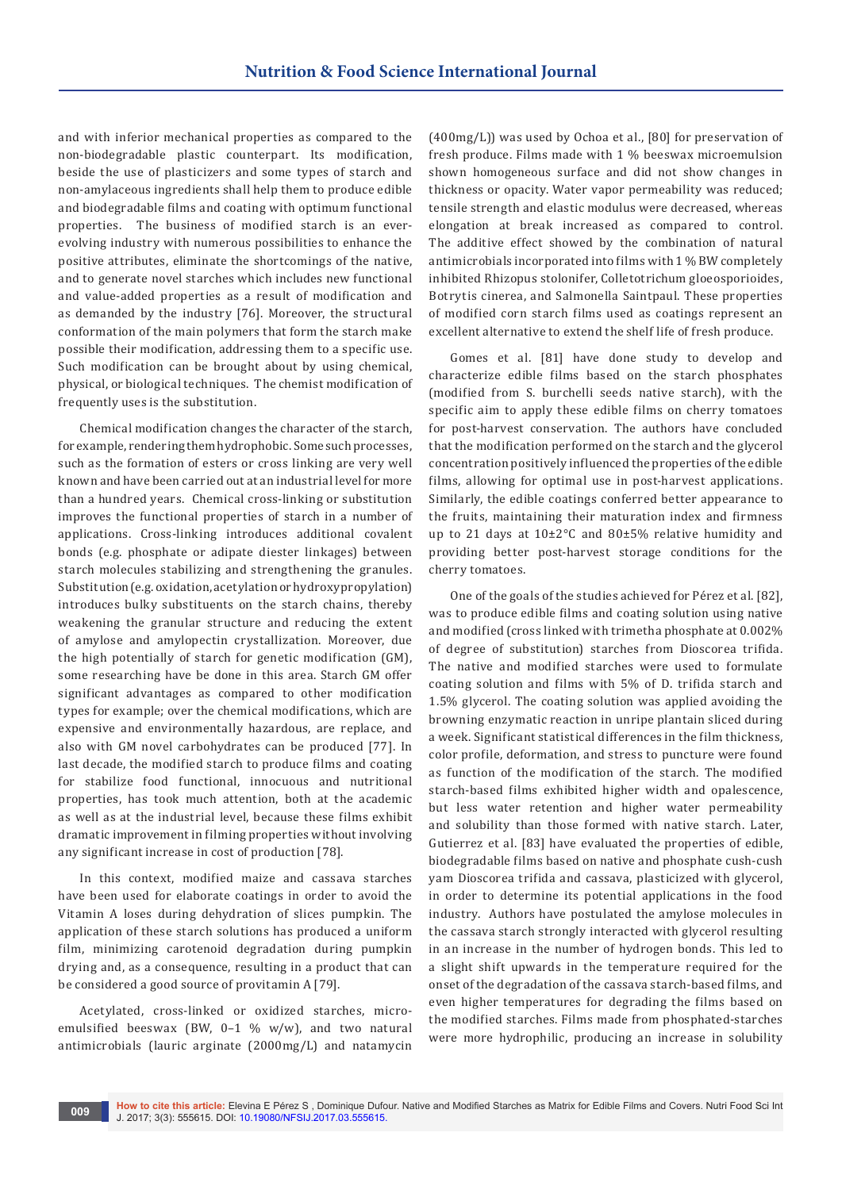and with inferior mechanical properties as compared to the non-biodegradable plastic counterpart. Its modification, beside the use of plasticizers and some types of starch and non-amylaceous ingredients shall help them to produce edible and biodegradable films and coating with optimum functional properties. The business of modified starch is an ever-evolving industry with numerous possibilities to enhance the positive attributes, eliminate the shortcomings of the native, and to generate novel starches which includes new functional and value-added properties as a result of modification and as demanded by the industry [76]. Moreover, the structural conformation of the main polymers that form the starch make possible their modification, addressing them to a specific use. Such modification can be brought about by using chemical, physical, or biological techniques. The chemist modification of frequently uses is the substitution.

Chemical modification changes the character of the starch, for example, rendering them hydrophobic. Some such processes, such as the formation of esters or cross linking are very well known and have been carried out at an industrial level for more than a hundred years. Chemical cross-linking or substitution improves the functional properties of starch in a number of applications. Cross-linking introduces additional covalent bonds (e.g. phosphate or adipate diester linkages) between starch molecules stabilizing and strengthening the granules. Substitution (e.g. oxidation, acetylation or hydroxypropylation) introduces bulky substituents on the starch chains, thereby weakening the granular structure and reducing the extent of amylose and amylopectin crystallization. Moreover, due the high potentially of starch for genetic modification (GM), some researching have be done in this area. Starch GM offer significant advantages as compared to other modification types for example; over the chemical modifications, which are expensive and environmentally hazardous, are replace, and also with GM novel carbohydrates can be produced [77]. In last decade, the modified starch to produce films and coating for stabilize food functional, innocuous and nutritional properties, has took much attention, both at the academic as well as at the industrial level, because these films exhibit dramatic improvement in filming properties without involving any significant increase in cost of production [78].

In this context, modified maize and cassava starches have been used for elaborate coatings in order to avoid the Vitamin A loses during dehydration of slices pumpkin. The application of these starch solutions has produced a uniform film, minimizing carotenoid degradation during pumpkin drying and, as a consequence, resulting in a product that can be considered a good source of provitamin A [79].

Acetylated, cross-linked or oxidized starches, micro-emulsified beeswax (BW, 0–1 % w/w), and two natural antimicrobials (lauric arginate (2000mg/L) and natamycin (400mg/L)) was used by Ochoa et al., [80] for preservation of fresh produce. Films made with 1 % beeswax microemulsion shown homogeneous surface and did not show changes in thickness or opacity. Water vapor permeability was reduced; tensile strength and elastic modulus were decreased, whereas elongation at break increased as compared to control. The additive effect showed by the combination of natural antimicrobials incorporated into films with 1 % BW completely inhibited Rhizopus stolonifer, Colletotrichum gloeosporioides, Botrytis cinerea, and Salmonella Saintpaul. These properties of modified corn starch films used as coatings represent an excellent alternative to extend the shelf life of fresh produce.

Gomes et al. [81] have done study to develop and characterize edible films based on the starch phosphates (modified from S. burchelli seeds native starch), with the specific aim to apply these edible films on cherry tomatoes for post-harvest conservation. The authors have concluded that the modification performed on the starch and the glycerol concentration positively influenced the properties of the edible films, allowing for optimal use in post-harvest applications. Similarly, the edible coatings conferred better appearance to the fruits, maintaining their maturation index and firmness up to 21 days at 10±2°C and 80±5% relative humidity and providing better post-harvest storage conditions for the cherry tomatoes.

One of the goals of the studies achieved for Pérez et al. [82], was to produce edible films and coating solution using native and modified (cross linked with trimetha phosphate at 0.002% of degree of substitution) starches from Dioscorea trifida. The native and modified starches were used to formulate coating solution and films with 5% of D. trifida starch and 1.5% glycerol. The coating solution was applied avoiding the browning enzymatic reaction in unripe plantain sliced during a week. Significant statistical differences in the film thickness, color profile, deformation, and stress to puncture were found as function of the modification of the starch. The modified starch-based films exhibited higher width and opalescence, but less water retention and higher water permeability and solubility than those formed with native starch. Later, Gutierrez et al. [83] have evaluated the properties of edible, biodegradable films based on native and phosphate cush-cush yam Dioscorea trifida and cassava, plasticized with glycerol, in order to determine its potential applications in the food industry. Authors have postulated the amylose molecules in the cassava starch strongly interacted with glycerol resulting in an increase in the number of hydrogen bonds. This led to a slight shift upwards in the temperature required for the onset of the degradation of the cassava starch-based films, and even higher temperatures for degrading the films based on the modified starches. Films made from phosphated-starches were more hydrophilic, producing an increase in solubility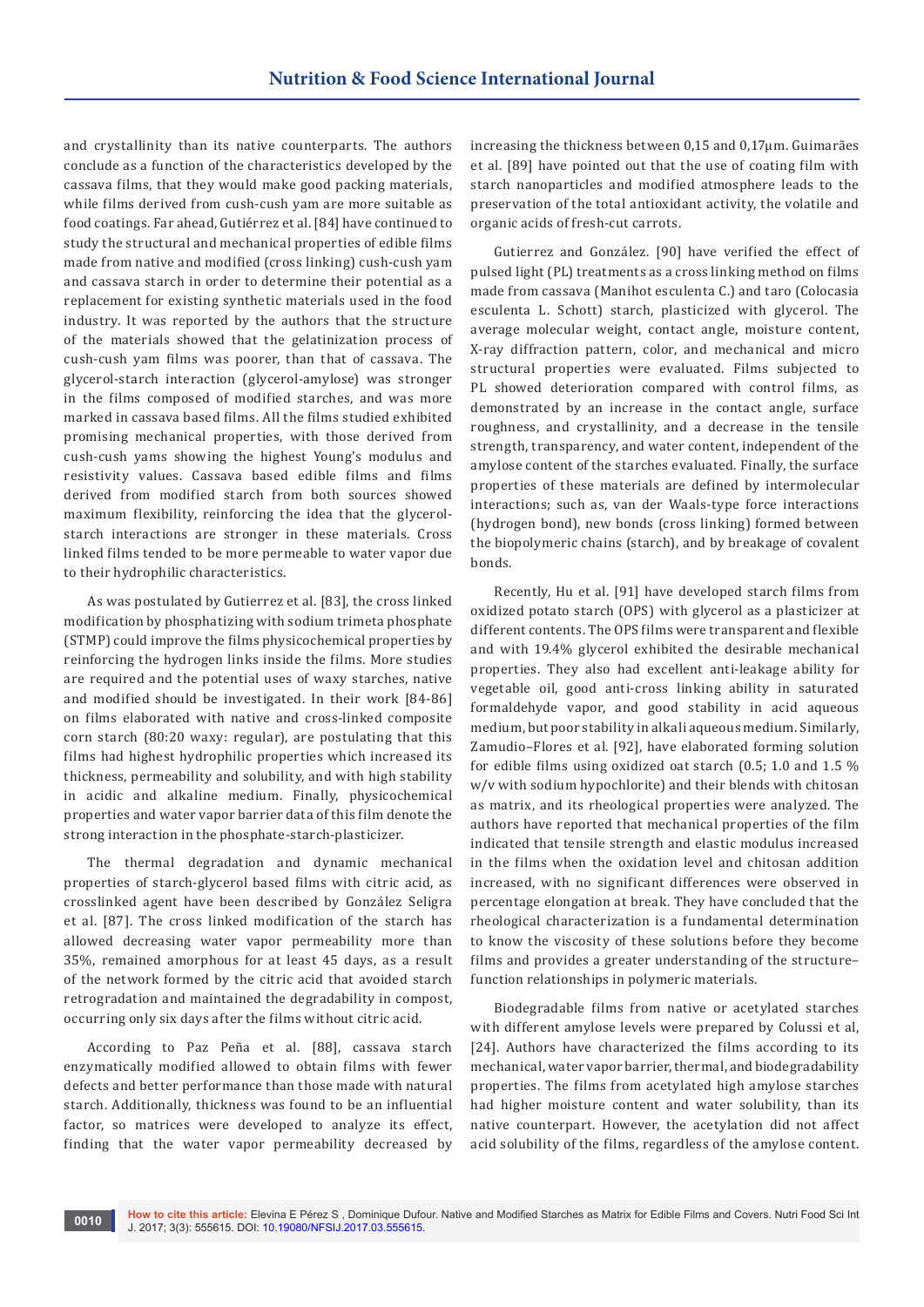and crystallinity than its native counterparts. The authors conclude as a function of the characteristics developed by the cassava films, that they would make good packing materials, while films derived from cush-cush yam are more suitable as food coatings. Far ahead, Gutiérrez et al. [84] have continued to study the structural and mechanical properties of edible films made from native and modified (cross linking) cush-cush yam and cassava starch in order to determine their potential as a replacement for existing synthetic materials used in the food industry. It was reported by the authors that the structure of the materials showed that the gelatinization process of cush-cush yam films was poorer, than that of cassava. The glycerol-starch interaction (glycerol-amylose) was stronger in the films composed of modified starches, and was more marked in cassava based films. All the films studied exhibited promising mechanical properties, with those derived from cush-cush yams showing the highest Young's modulus and resistivity values. Cassava based edible films and films derived from modified starch from both sources showed maximum flexibility, reinforcing the idea that the glycerol-starch interactions are stronger in these materials. Cross linked films tended to be more permeable to water vapor due to their hydrophilic characteristics.

As was postulated by Gutierrez et al. [83], the cross linked modification by phosphatizing with sodium trimeta phosphate (STMP) could improve the films physicochemical properties by reinforcing the hydrogen links inside the films. More studies are required and the potential uses of waxy starches, native and modified should be investigated. In their work [84-86] on films elaborated with native and cross-linked composite corn starch (80:20 waxy: regular), are postulating that this films had highest hydrophilic properties which increased its thickness, permeability and solubility, and with high stability in acidic and alkaline medium. Finally, physicochemical properties and water vapor barrier data of this film denote the strong interaction in the phosphate-starch-plasticizer.

The thermal degradation and dynamic mechanical properties of starch-glycerol based films with citric acid, as crosslinked agent have been described by González Seligra et al. [87]. The cross linked modification of the starch has allowed decreasing water vapor permeability more than 35%, remained amorphous for at least 45 days, as a result of the network formed by the citric acid that avoided starch retrogradation and maintained the degradability in compost, occurring only six days after the films without citric acid.

According to Paz Peña et al. [88], cassava starch enzymatically modified allowed to obtain films with fewer defects and better performance than those made with natural starch. Additionally, thickness was found to be an influential factor, so matrices were developed to analyze its effect, finding that the water vapor permeability decreased by increasing the thickness between 0,15 and 0,17µm. Guimarães et al. [89] have pointed out that the use of coating film with starch nanoparticles and modified atmosphere leads to the preservation of the total antioxidant activity, the volatile and organic acids of fresh-cut carrots.

Gutierrez and González. [90] have verified the effect of pulsed light (PL) treatments as a cross linking method on films made from cassava (Manihot esculenta C.) and taro (Colocasia esculenta L. Schott) starch, plasticized with glycerol. The average molecular weight, contact angle, moisture content, X-ray diffraction pattern, color, and mechanical and micro structural properties were evaluated. Films subjected to PL showed deterioration compared with control films, as demonstrated by an increase in the contact angle, surface roughness, and crystallinity, and a decrease in the tensile strength, transparency, and water content, independent of the amylose content of the starches evaluated. Finally, the surface properties of these materials are defined by intermolecular interactions; such as, van der Waals-type force interactions (hydrogen bond), new bonds (cross linking) formed between the biopolymeric chains (starch), and by breakage of covalent bonds.

Recently, Hu et al. [91] have developed starch films from oxidized potato starch (OPS) with glycerol as a plasticizer at different contents. The OPS films were transparent and flexible and with 19.4% glycerol exhibited the desirable mechanical properties. They also had excellent anti-leakage ability for vegetable oil, good anti-cross linking ability in saturated formaldehyde vapor, and good stability in acid aqueous medium, but poor stability in alkali aqueous medium. Similarly, Zamudio–Flores et al. [92], have elaborated forming solution for edible films using oxidized oat starch (0.5; 1.0 and 1.5 % w/v with sodium hypochlorite) and their blends with chitosan as matrix, and its rheological properties were analyzed. The authors have reported that mechanical properties of the film indicated that tensile strength and elastic modulus increased in the films when the oxidation level and chitosan addition increased, with no significant differences were observed in percentage elongation at break. They have concluded that the rheological characterization is a fundamental determination to know the viscosity of these solutions before they become films and provides a greater understanding of the structure–function relationships in polymeric materials.

Biodegradable films from native or acetylated starches with different amylose levels were prepared by Colussi et al, [24]. Authors have characterized the films according to its mechanical, water vapor barrier, thermal, and biodegradability properties. The films from acetylated high amylose starches had higher moisture content and water solubility, than its native counterpart. However, the acetylation did not affect acid solubility of the films, regardless of the amylose content.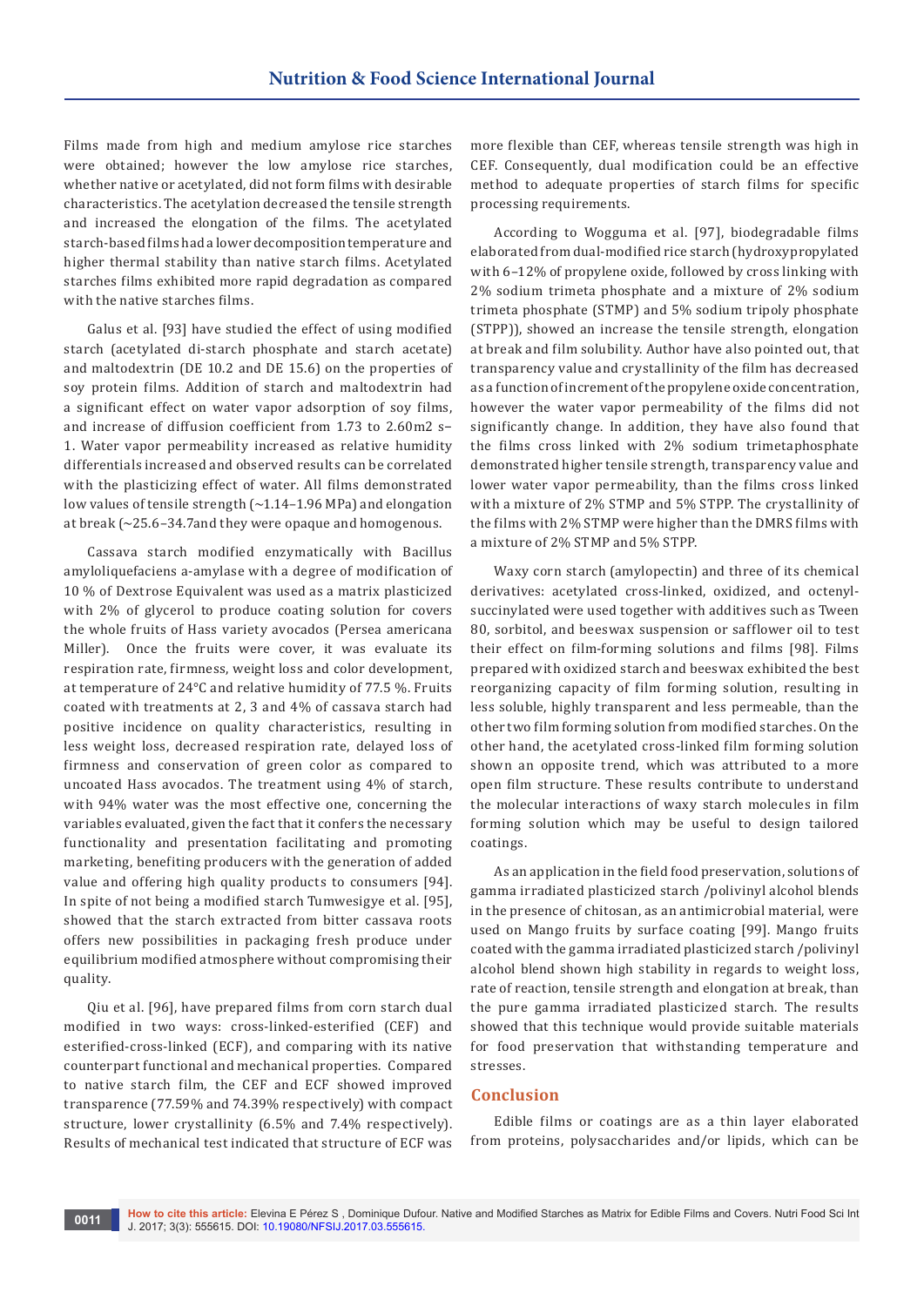Films made from high and medium amylose rice starches were obtained; however the low amylose rice starches, whether native or acetylated, did not form films with desirable characteristics. The acetylation decreased the tensile strength and increased the elongation of the films. The acetylated starch-based films had a lower decomposition temperature and higher thermal stability than native starch films. Acetylated starches films exhibited more rapid degradation as compared with the native starches films.

Galus et al. [93] have studied the effect of using modified starch (acetylated di-starch phosphate and starch acetate) and maltodextrin (DE 10.2 and DE 15.6) on the properties of soy protein films. Addition of starch and maltodextrin had a significant effect on water vapor adsorption of soy films, and increase of diffusion coefficient from 1.73 to 2.60m2 s–1. Water vapor permeability increased as relative humidity differentials increased and observed results can be correlated with the plasticizing effect of water. All films demonstrated low values of tensile strength (~1.14–1.96 MPa) and elongation at break (~25.6–34.7and they were opaque and homogenous.

Cassava starch modified enzymatically with Bacillus amyloliquefaciens a-amylase with a degree of modification of 10 % of Dextrose Equivalent was used as a matrix plasticized with 2% of glycerol to produce coating solution for covers the whole fruits of Hass variety avocados (Persea americana Miller). Once the fruits were cover, it was evaluate its respiration rate, firmness, weight loss and color development, at temperature of 24°C and relative humidity of 77.5 %. Fruits coated with treatments at 2, 3 and 4% of cassava starch had positive incidence on quality characteristics, resulting in less weight loss, decreased respiration rate, delayed loss of firmness and conservation of green color as compared to uncoated Hass avocados. The treatment using 4% of starch, with 94% water was the most effective one, concerning the variables evaluated, given the fact that it confers the necessary functionality and presentation facilitating and promoting marketing, benefiting producers with the generation of added value and offering high quality products to consumers [94]. In spite of not being a modified starch Tumwesigye et al. [95], showed that the starch extracted from bitter cassava roots offers new possibilities in packaging fresh produce under equilibrium modified atmosphere without compromising their quality.

Qiu et al. [96], have prepared films from corn starch dual modified in two ways: cross-linked-esterified (CEF) and esterified-cross-linked (ECF), and comparing with its native counterpart functional and mechanical properties. Compared to native starch film, the CEF and ECF showed improved transparence (77.59% and 74.39% respectively) with compact structure, lower crystallinity (6.5% and 7.4% respectively). Results of mechanical test indicated that structure of ECF was more flexible than CEF, whereas tensile strength was high in CEF. Consequently, dual modification could be an effective method to adequate properties of starch films for specific processing requirements.

According to Wogguma et al. [97], biodegradable films elaborated from dual-modified rice starch (hydroxypropylated with 6–12% of propylene oxide, followed by cross linking with 2% sodium trimeta phosphate and a mixture of 2% sodium trimeta phosphate (STMP) and 5% sodium tripoly phosphate (STPP)), showed an increase the tensile strength, elongation at break and film solubility. Author have also pointed out, that transparency value and crystallinity of the film has decreased as a function of increment of the propylene oxide concentration, however the water vapor permeability of the films did not significantly change. In addition, they have also found that the films cross linked with 2% sodium trimetaphosphate demonstrated higher tensile strength, transparency value and lower water vapor permeability, than the films cross linked with a mixture of 2% STMP and 5% STPP. The crystallinity of the films with 2% STMP were higher than the DMRS films with a mixture of 2% STMP and 5% STPP.

Waxy corn starch (amylopectin) and three of its chemical derivatives: acetylated cross-linked, oxidized, and octenyl-succinylated were used together with additives such as Tween 80, sorbitol, and beeswax suspension or safflower oil to test their effect on film-forming solutions and films [98]. Films prepared with oxidized starch and beeswax exhibited the best reorganizing capacity of film forming solution, resulting in less soluble, highly transparent and less permeable, than the other two film forming solution from modified starches. On the other hand, the acetylated cross-linked film forming solution shown an opposite trend, which was attributed to a more open film structure. These results contribute to understand the molecular interactions of waxy starch molecules in film forming solution which may be useful to design tailored coatings.

As an application in the field food preservation, solutions of gamma irradiated plasticized starch /polivinyl alcohol blends in the presence of chitosan, as an antimicrobial material, were used on Mango fruits by surface coating [99]. Mango fruits coated with the gamma irradiated plasticized starch /polivinyl alcohol blend shown high stability in regards to weight loss, rate of reaction, tensile strength and elongation at break, than the pure gamma irradiated plasticized starch. The results showed that this technique would provide suitable materials for food preservation that withstanding temperature and stresses.

## Conclusion

Edible films or coatings are as a thin layer elaborated from proteins, polysaccharides and/or lipids, which can be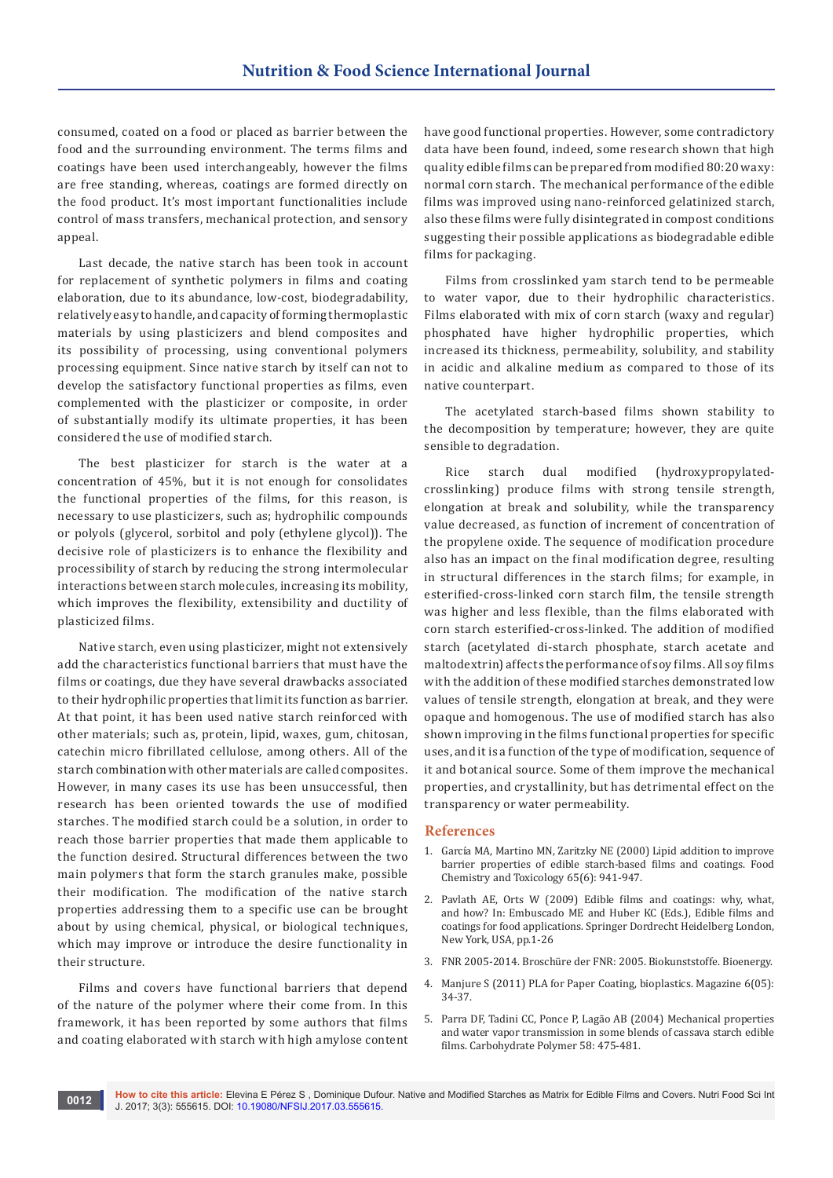consumed, coated on a food or placed as barrier between the food and the surrounding environment. The terms films and coatings have been used interchangeably, however the films are free standing, whereas, coatings are formed directly on the food product. It's most important functionalities include control of mass transfers, mechanical protection, and sensory appeal.

Last decade, the native starch has been took in account for replacement of synthetic polymers in films and coating elaboration, due to its abundance, low-cost, biodegradability, relatively easy to handle, and capacity of forming thermoplastic materials by using plasticizers and blend composites and its possibility of processing, using conventional polymers processing equipment. Since native starch by itself can not to develop the satisfactory functional properties as films, even complemented with the plasticizer or composite, in order of substantially modify its ultimate properties, it has been considered the use of modified starch.

The best plasticizer for starch is the water at a concentration of 45%, but it is not enough for consolidates the functional properties of the films, for this reason, is necessary to use plasticizers, such as; hydrophilic compounds or polyols (glycerol, sorbitol and poly (ethylene glycol)). The decisive role of plasticizers is to enhance the flexibility and processibility of starch by reducing the strong intermolecular interactions between starch molecules, increasing its mobility, which improves the flexibility, extensibility and ductility of plasticized films.

Native starch, even using plasticizer, might not extensively add the characteristics functional barriers that must have the films or coatings, due they have several drawbacks associated to their hydrophilic properties that limit its function as barrier. At that point, it has been used native starch reinforced with other materials; such as, protein, lipid, waxes, gum, chitosan, catechin micro fibrillated cellulose, among others. All of the starch combination with other materials are called composites. However, in many cases its use has been unsuccessful, then research has been oriented towards the use of modified starches. The modified starch could be a solution, in order to reach those barrier properties that made them applicable to the function desired. Structural differences between the two main polymers that form the starch granules make, possible their modification. The modification of the native starch properties addressing them to a specific use can be brought about by using chemical, physical, or biological techniques, which may improve or introduce the desire functionality in their structure.

Films and covers have functional barriers that depend of the nature of the polymer where their come from. In this framework, it has been reported by some authors that films and coating elaborated with starch with high amylose content have good functional properties. However, some contradictory data have been found, indeed, some research shown that high quality edible films can be prepared from modified 80:20 waxy: normal corn starch. The mechanical performance of the edible films was improved using nano-reinforced gelatinized starch, also these films were fully disintegrated in compost conditions suggesting their possible applications as biodegradable edible films for packaging.

Films from crosslinked yam starch tend to be permeable to water vapor, due to their hydrophilic characteristics. Films elaborated with mix of corn starch (waxy and regular) phosphated have higher hydrophilic properties, which increased its thickness, permeability, solubility, and stability in acidic and alkaline medium as compared to those of its native counterpart.

The acetylated starch-based films shown stability to the decomposition by temperature; however, they are quite sensible to degradation.

Rice starch dual modified (hydroxypropylated-crosslinking) produce films with strong tensile strength, elongation at break and solubility, while the transparency value decreased, as function of increment of concentration of the propylene oxide. The sequence of modification procedure also has an impact on the final modification degree, resulting in structural differences in the starch films; for example, in esterified-cross-linked corn starch film, the tensile strength was higher and less flexible, than the films elaborated with corn starch esterified-cross-linked. The addition of modified starch (acetylated di-starch phosphate, starch acetate and maltodextrin) affects the performance of soy films. All soy films with the addition of these modified starches demonstrated low values of tensile strength, elongation at break, and they were opaque and homogenous. The use of modified starch has also shown improving in the films functional properties for specific uses, and it is a function of the type of modification, sequence of it and botanical source. Some of them improve the mechanical properties, and crystallinity, but has detrimental effect on the transparency or water permeability.

## References

1. García MA, Martino MN, Zaritzky NE (2000) Lipid addition to improve barrier properties of edible starch-based films and coatings. Food Chemistry and Toxicology 65(6): 941-947.

2. Pavlath AE, Orts W (2009) Edible films and coatings: why, what, and how? In: Embuscado ME and Huber KC (Eds.), Edible films and coatings for food applications. Springer Dordrecht Heidelberg London, New York, USA, pp.1-26

3. FNR 2005-2014. Broschüre der FNR: 2005. Biokunststoffe. Bioenergy.

4. Manjure S (2011) PLA for Paper Coating, bioplastics. Magazine 6(05): 34-37.

5. Parra DF, Tadini CC, Ponce P, Lagão AB (2004) Mechanical properties and water vapor transmission in some blends of cassava starch edible films. Carbohydrate Polymer 58: 475-481.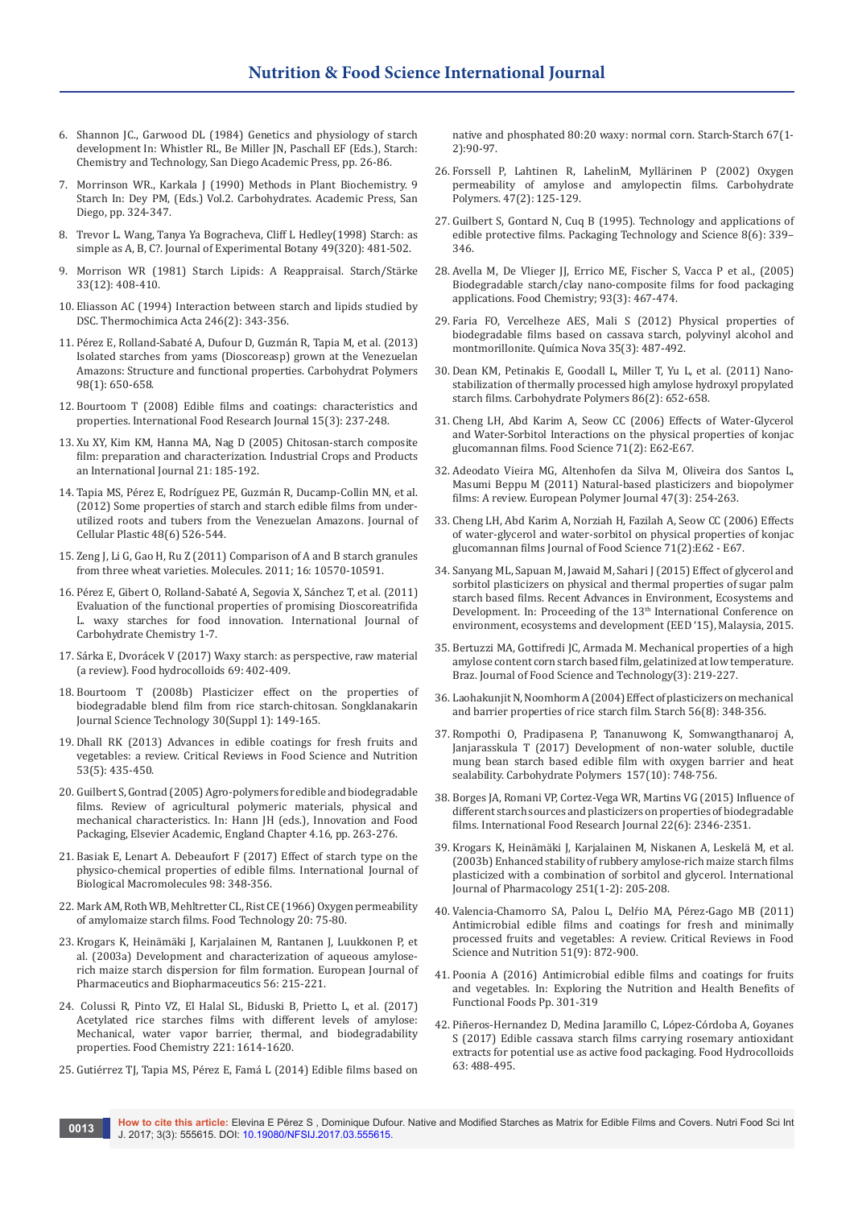6. Shannon JC., Garwood DL (1984) Genetics and physiology of starch development In: Whistler RL, Be Miller JN, Paschall EF (Eds.), Starch: Chemistry and Technology, San Diego Academic Press, pp. 26-86.
7. Morrinson WR., Karkala J (1990) Methods in Plant Biochemistry. 9 Starch In: Dey PM, (Eds.) Vol.2. Carbohydrates. Academic Press, San Diego, pp. 324-347.
8. Trevor L. Wang, Tanya Ya Bogracheva, Cliff L Hedley(1998) Starch: as simple as A, B, C?. Journal of Experimental Botany 49(320): 481-502.
9. Morrison WR (1981) Starch Lipids: A Reappraisal. Starch/Stärke 33(12): 408-410.
10. Eliasson AC (1994) Interaction between starch and lipids studied by DSC. Thermochimica Acta 246(2): 343-356.
11. Pérez E, Rolland-Sabaté A, Dufour D, Guzmán R, Tapia M, et al. (2013) Isolated starches from yams (Dioscoreasp) grown at the Venezuelan Amazons: Structure and functional properties. Carbohydrat Polymers 98(1): 650-658.
12. Bourtoom T (2008) Edible films and coatings: characteristics and properties. International Food Research Journal 15(3): 237-248.
13. Xu XY, Kim KM, Hanna MA, Nag D (2005) Chitosan-starch composite film: preparation and characterization. Industrial Crops and Products an International Journal 21: 185-192.
14. Tapia MS, Pérez E, Rodríguez PE, Guzmán R, Ducamp-Collin MN, et al. (2012) Some properties of starch and starch edible films from under-utilized roots and tubers from the Venezuelan Amazons. Journal of Cellular Plastic 48(6) 526-544.
15. Zeng J, Li G, Gao H, Ru Z (2011) Comparison of A and B starch granules from three wheat varieties. Molecules. 2011; 16: 10570-10591.
16. Pérez E, Gibert O, Rolland-Sabaté A, Segovia X, Sánchez T, et al. (2011) Evaluation of the functional properties of promising Dioscoreatrifida L. waxy starches for food innovation. International Journal of Carbohydrate Chemistry 1-7.
17. Sárka E, Dvorácek V (2017) Waxy starch: as perspective, raw material (a review). Food hydrocolloids 69: 402-409.
18. Bourtoom T (2008b) Plasticizer effect on the properties of biodegradable blend film from rice starch-chitosan. Songklanakarin Journal Science Technology 30(Suppl 1): 149-165.
19. Dhall RK (2013) Advances in edible coatings for fresh fruits and vegetables: a review. Critical Reviews in Food Science and Nutrition 53(5): 435-450.
20. Guilbert S, Gontrad (2005) Agro-polymers for edible and biodegradable films. Review of agricultural polymeric materials, physical and mechanical characteristics. In: Hann JH (eds.), Innovation and Food Packaging, Elsevier Academic, England Chapter 4.16, pp. 263-276.
21. Basiak E, Lenart A. Debeaufort F (2017) Effect of starch type on the physico-chemical properties of edible films. International Journal of Biological Macromolecules 98: 348-356.
22. Mark AM, Roth WB, Mehltretter CL, Rist CE (1966) Oxygen permeability of amylomaize starch films. Food Technology 20: 75-80.
23. Krogars K, Heinämäki J, Karjalainen M, Rantanen J, Luukkonen P, et al. (2003a) Development and characterization of aqueous amylose-rich maize starch dispersion for film formation. European Journal of Pharmaceutics and Biopharmaceutics 56: 215-221.
24. Colussi R, Pinto VZ, El Halal SL, Biduski B, Prietto L, et al. (2017) Acetylated rice starches films with different levels of amylose: Mechanical, water vapor barrier, thermal, and biodegradability properties. Food Chemistry 221: 1614-1620.
25. Gutiérrez TJ, Tapia MS, Pérez E, Famá L (2014) Edible films based on native and phosphated 80:20 waxy: normal corn. Starch-Starch 67(1-2):90-97.
26. Forssell P, Lahtinen R, LahelinM, Myllärinen P (2002) Oxygen permeability of amylose and amylopectin films. Carbohydrate Polymers. 47(2): 125-129.
27. Guilbert S, Gontard N, Cuq B (1995). Technology and applications of edible protective films. Packaging Technology and Science 8(6): 339–346.
28. Avella M, De Vlieger JJ, Errico ME, Fischer S, Vacca P et al., (2005) Biodegradable starch/clay nano-composite films for food packaging applications. Food Chemistry; 93(3): 467-474.
29. Faria FO, Vercelheze AES, Mali S (2012) Physical properties of biodegradable films based on cassava starch, polyvinyl alcohol and montmorillonite. Química Nova 35(3): 487-492.
30. Dean KM, Petinakis E, Goodall L, Miller T, Yu L, et al. (2011) Nano-stabilization of thermally processed high amylose hydroxyl propylated starch films. Carbohydrate Polymers 86(2): 652-658.
31. Cheng LH, Abd Karim A, Seow CC (2006) Effects of Water-Glycerol and Water-Sorbitol Interactions on the physical properties of konjac glucomannan films. Food Science 71(2): E62-E67.
32. Adeodato Vieira MG, Altenhofen da Silva M, Oliveira dos Santos L, Masumi Beppu M (2011) Natural-based plasticizers and biopolymer films: A review. European Polymer Journal 47(3): 254-263.
33. Cheng LH, Abd Karim A, Norziah H, Fazilah A, Seow CC (2006) Effects of water-glycerol and water-sorbitol on physical properties of konjac glucomannan films Journal of Food Science 71(2):E62 - E67.
34. Sanyang ML, Sapuan M, Jawaid M, Sahari J (2015) Effect of glycerol and sorbitol plasticizers on physical and thermal properties of sugar palm starch based films. Recent Advances in Environment, Ecosystems and Development. In: Proceeding of the 13th International Conference on environment, ecosystems and development (EED '15), Malaysia, 2015.
35. Bertuzzi MA, Gottifredi JC, Armada M. Mechanical properties of a high amylose content corn starch based film, gelatinized at low temperature. Braz. Journal of Food Science and Technology(3): 219-227.
36. Laohakunjit N, Noomhorm A (2004) Effect of plasticizers on mechanical and barrier properties of rice starch film. Starch 56(8): 348-356.
37. Rompothi O, Pradipasena P, Tananuwong K, Somwangthanaroj A, Janjarasskula T (2017) Development of non-water soluble, ductile mung bean starch based edible film with oxygen barrier and heat sealability. Carbohydrate Polymers 157(10): 748-756.
38. Borges JA, Romani VP, Cortez-Vega WR, Martins VG (2015) Influence of different starch sources and plasticizers on properties of biodegradable films. International Food Research Journal 22(6): 2346-2351.
39. Krogars K, Heinämäki J, Karjalainen M, Niskanen A, Leskelä M, et al. (2003b) Enhanced stability of rubbery amylose-rich maize starch films plasticized with a combination of sorbitol and glycerol. International Journal of Pharmacology 251(1-2): 205-208.
40. Valencia-Chamorro SA, Palou L, Delfío MA, Pérez-Gago MB (2011) Antimicrobial edible films and coatings for fresh and minimally processed fruits and vegetables: A review. Critical Reviews in Food Science and Nutrition 51(9): 872-900.
41. Poonia A (2016) Antimicrobial edible films and coatings for fruits and vegetables. In: Exploring the Nutrition and Health Benefits of Functional Foods Pp. 301-319
42. Piñeros-Hernandez D, Medina Jaramillo C, López-Córdoba A, Goyanes S (2017) Edible cassava starch films carrying rosemary antioxidant extracts for potential use as active food packaging. Food Hydrocolloids 63: 488-495.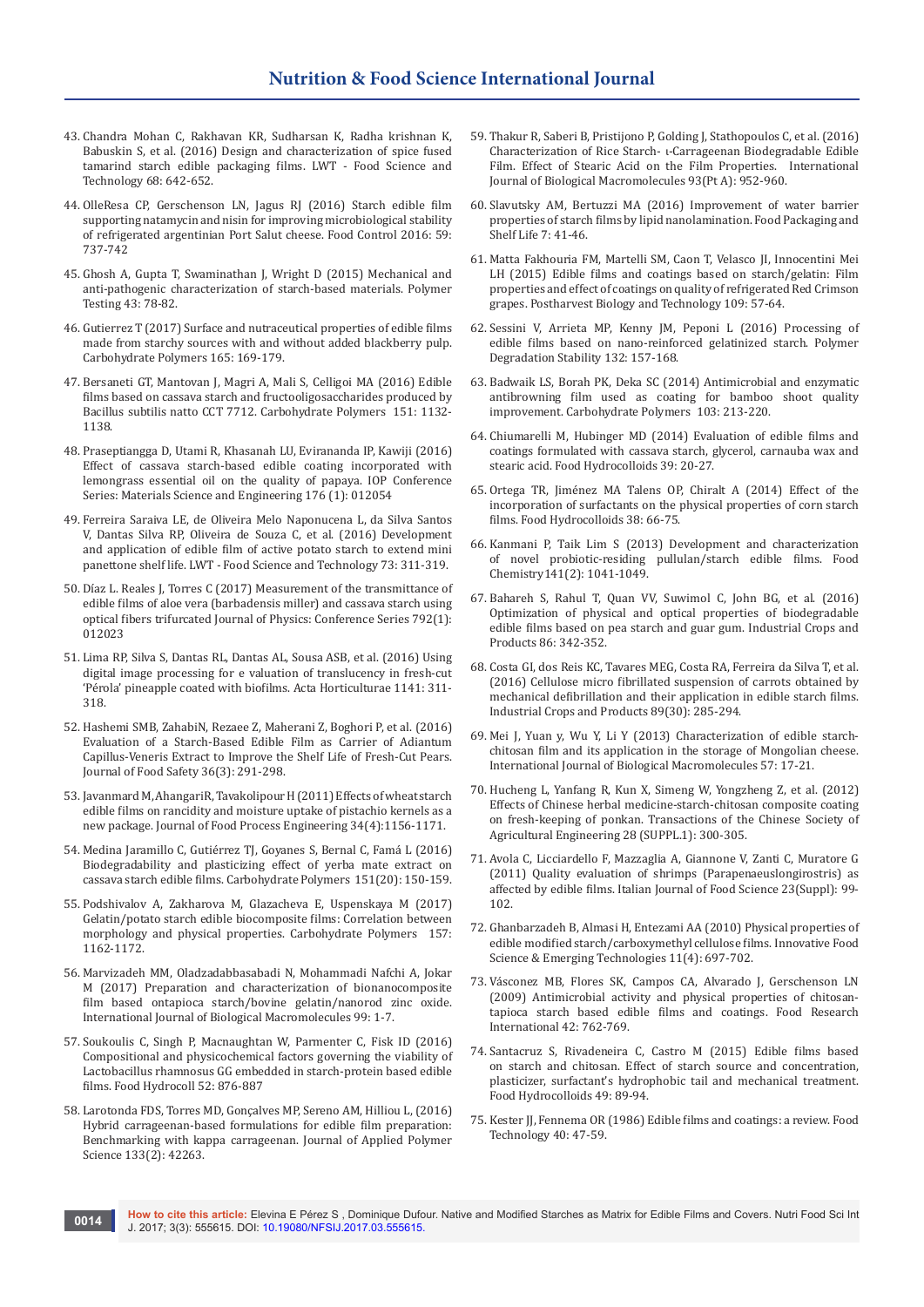43. Chandra Mohan C, Rakhavan KR, Sudharsan K, Radha krishnan K, Babuskin S, et al. (2016) Design and characterization of spice fused tamarind starch edible packaging films. LWT - Food Science and Technology 68: 642-652.

44. OlleResa CP, Gerschenson LN, Jagus RJ (2016) Starch edible film supporting natamycin and nisin for improving microbiological stability of refrigerated argentinian Port Salut cheese. Food Control 2016: 59: 737-742

45. Ghosh A, Gupta T, Swaminathan J, Wright D (2015) Mechanical and anti-pathogenic characterization of starch-based materials. Polymer Testing 43: 78-82.

46. Gutierrez T (2017) Surface and nutraceutical properties of edible films made from starchy sources with and without added blackberry pulp. Carbohydrate Polymers 165: 169-179.

47. Bersaneti GT, Mantovan J, Magri A, Mali S, Celligoi MA (2016) Edible films based on cassava starch and fructooligosaccharides produced by Bacillus subtilis natto CCT 7712. Carbohydrate Polymers 151: 1132-1138.

48. Praseptiangga D, Utami R, Khasanah LU, Evirananda IP, Kawiji (2016) Effect of cassava starch-based edible coating incorporated with lemongrass essential oil on the quality of papaya. IOP Conference Series: Materials Science and Engineering 176 (1): 012054

49. Ferreira Saraiva LE, de Oliveira Melo Naponucena L, da Silva Santos V, Dantas Silva RP, Oliveira de Souza C, et al. (2016) Development and application of edible film of active potato starch to extend mini panettone shelf life. LWT - Food Science and Technology 73: 311-319.

50. Díaz L. Reales J, Torres C (2017) Measurement of the transmittance of edible films of aloe vera (barbadensis miller) and cassava starch using optical fibers trifurcated Journal of Physics: Conference Series 792(1): 012023

51. Lima RP, Silva S, Dantas RL, Dantas AL, Sousa ASB, et al. (2016) Using digital image processing for e valuation of translucency in fresh-cut 'Pérola' pineapple coated with biofilms. Acta Horticulturae 1141: 311-318.

52. Hashemi SMB, ZahabiN, Rezaee Z, Maherani Z, Boghori P, et al. (2016) Evaluation of a Starch-Based Edible Film as Carrier of Adiantum Capillus-Veneris Extract to Improve the Shelf Life of Fresh-Cut Pears. Journal of Food Safety 36(3): 291-298.

53. Javanmard M, AhangariR, Tavakolipour H (2011) Effects of wheat starch edible films on rancidity and moisture uptake of pistachio kernels as a new package. Journal of Food Process Engineering 34(4):1156-1171.

54. Medina Jaramillo C, Gutiérrez TJ, Goyanes S, Bernal C, Famá L (2016) Biodegradability and plasticizing effect of yerba mate extract on cassava starch edible films. Carbohydrate Polymers 151(20): 150-159.

55. Podshivalov A, Zakharova M, Glazacheva E, Uspenskaya M (2017) Gelatin/potato starch edible biocomposite films: Correlation between morphology and physical properties. Carbohydrate Polymers 157: 1162-1172.

56. Marvizadeh MM, Oladzadabbasabadi N, Mohammadi Nafchi A, Jokar M (2017) Preparation and characterization of bionanocomposite film based ontapioca starch/bovine gelatin/nanorod zinc oxide. International Journal of Biological Macromolecules 99: 1-7.

57. Soukoulis C, Singh P, Macnaughtan W, Parmenter C, Fisk ID (2016) Compositional and physicochemical factors governing the viability of Lactobacillus rhamnosus GG embedded in starch-protein based edible films. Food Hydrocoll 52: 876-887

58. Larotonda FDS, Torres MD, Gonçalves MP, Sereno AM, Hilliou L, (2016) Hybrid carrageenan-based formulations for edible film preparation: Benchmarking with kappa carrageenan. Journal of Applied Polymer Science 133(2): 42263.

59. Thakur R, Saberi B, Pristijono P, Golding J, Stathopoulos C, et al. (2016) Characterization of Rice Starch- ι-Carrageenan Biodegradable Edible Film. Effect of Stearic Acid on the Film Properties. International Journal of Biological Macromolecules 93(Pt A): 952-960.

60. Slavutsky AM, Bertuzzi MA (2016) Improvement of water barrier properties of starch films by lipid nanolamination. Food Packaging and Shelf Life 7: 41-46.

61. Matta Fakhouria FM, Martelli SM, Caon T, Velasco JI, Innocentini Mei LH (2015) Edible films and coatings based on starch/gelatin: Film properties and effect of coatings on quality of refrigerated Red Crimson grapes. Postharvest Biology and Technology 109: 57-64.

62. Sessini V, Arrieta MP, Kenny JM, Peponi L (2016) Processing of edible films based on nano-reinforced gelatinized starch. Polymer Degradation Stability 132: 157-168.

63. Badwaik LS, Borah PK, Deka SC (2014) Antimicrobial and enzymatic antibrowning film used as coating for bamboo shoot quality improvement. Carbohydrate Polymers 103: 213-220.

64. Chiumarelli M, Hubinger MD (2014) Evaluation of edible films and coatings formulated with cassava starch, glycerol, carnauba wax and stearic acid. Food Hydrocolloids 39: 20-27.

65. Ortega TR, Jiménez MA Talens OP, Chiralt A (2014) Effect of the incorporation of surfactants on the physical properties of corn starch films. Food Hydrocolloids 38: 66-75.

66. Kanmani P, Taik Lim S (2013) Development and characterization of novel probiotic-residing pullulan/starch edible films. Food Chemistry141(2): 1041-1049.

67. Bahareh S, Rahul T, Quan VV, Suwimol C, John BG, et al. (2016) Optimization of physical and optical properties of biodegradable edible films based on pea starch and guar gum. Industrial Crops and Products 86: 342-352.

68. Costa GI, dos Reis KC, Tavares MEG, Costa RA, Ferreira da Silva T, et al. (2016) Cellulose micro fibrillated suspension of carrots obtained by mechanical defibrillation and their application in edible starch films. Industrial Crops and Products 89(30): 285-294.

69. Mei J, Yuan y, Wu Y, Li Y (2013) Characterization of edible starch-chitosan film and its application in the storage of Mongolian cheese. International Journal of Biological Macromolecules 57: 17-21.

70. Hucheng L, Yanfang R, Kun X, Simeng W, Yongzheng Z, et al. (2012) Effects of Chinese herbal medicine-starch-chitosan composite coating on fresh-keeping of ponkan. Transactions of the Chinese Society of Agricultural Engineering 28 (SUPPL.1): 300-305.

71. Avola C, Licciardello F, Mazzaglia A, Giannone V, Zanti C, Muratore G (2011) Quality evaluation of shrimps (Parapenaeuslongirostris) as affected by edible films. Italian Journal of Food Science 23(Suppl): 99-102.

72. Ghanbarzadeh B, Almasi H, Entezami AA (2010) Physical properties of edible modified starch/carboxymethyl cellulose films. Innovative Food Science & Emerging Technologies 11(4): 697-702.

73. Vásconez MB, Flores SK, Campos CA, Alvarado J, Gerschenson LN (2009) Antimicrobial activity and physical properties of chitosan-tapioca starch based edible films and coatings. Food Research International 42: 762-769.

74. Santacruz S, Rivadeneira C, Castro M (2015) Edible films based on starch and chitosan. Effect of starch source and concentration, plasticizer, surfactant's hydrophobic tail and mechanical treatment. Food Hydrocolloids 49: 89-94.

75. Kester JJ, Fennema OR (1986) Edible films and coatings: a review. Food Technology 40: 47-59.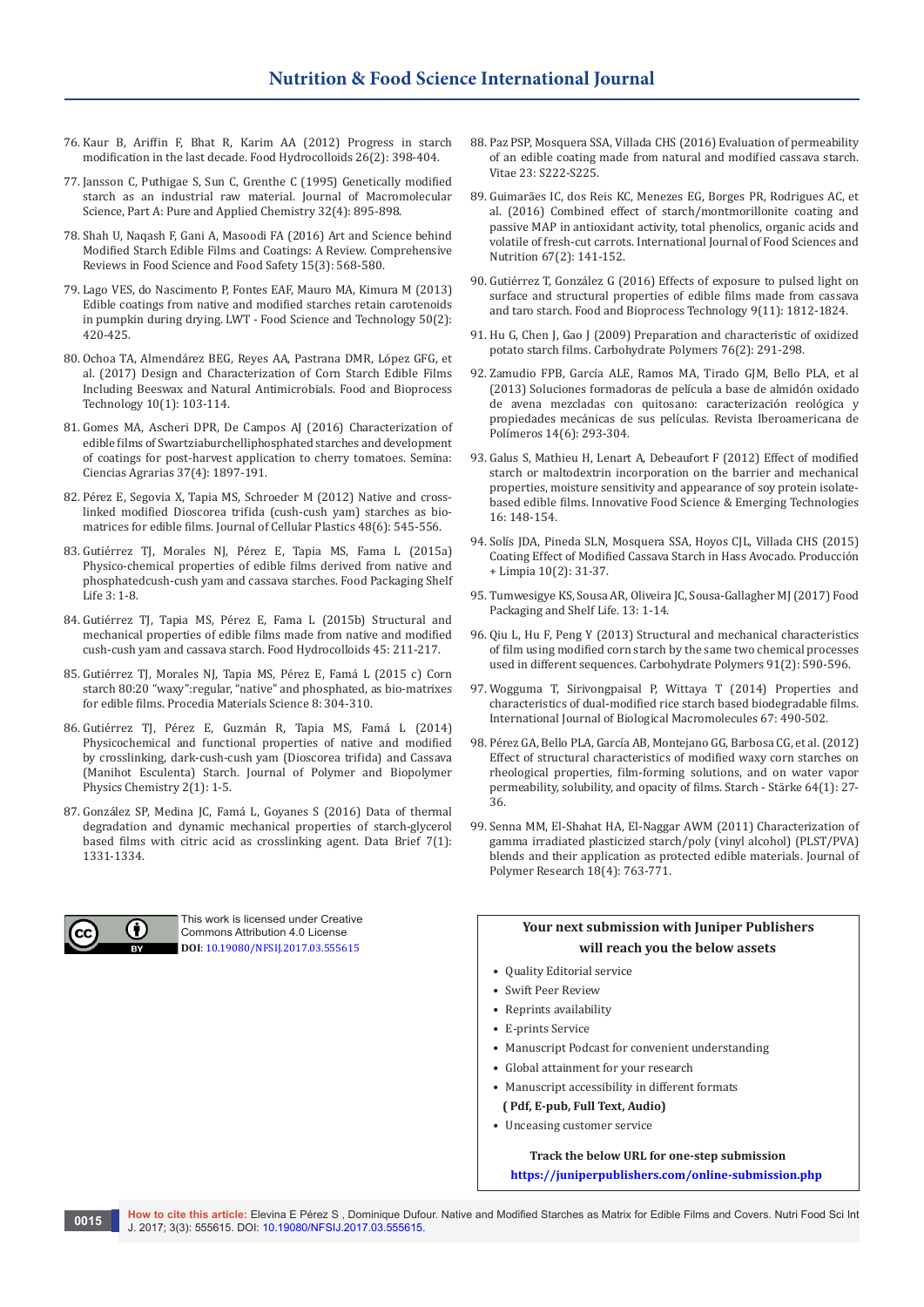76. Kaur B, Ariffin F, Bhat R, Karim AA (2012) Progress in starch modification in the last decade. Food Hydrocolloids 26(2): 398-404.

77. Jansson C, Puthigae S, Sun C, Grenthe C (1995) Genetically modified starch as an industrial raw material. Journal of Macromolecular Science, Part A: Pure and Applied Chemistry 32(4): 895-898.

78. Shah U, Naqash F, Gani A, Masoodi FA (2016) Art and Science behind Modified Starch Edible Films and Coatings: A Review. Comprehensive Reviews in Food Science and Food Safety 15(3): 568-580.

79. Lago VES, do Nascimento P, Fontes EAF, Mauro MA, Kimura M (2013) Edible coatings from native and modified starches retain carotenoids in pumpkin during drying. LWT - Food Science and Technology 50(2): 420-425.

80. Ochoa TA, Almendárez BEG, Reyes AA, Pastrana DMR, López GFG, et al. (2017) Design and Characterization of Corn Starch Edible Films Including Beeswax and Natural Antimicrobials. Food and Bioprocess Technology 10(1): 103-114.

81. Gomes MA, Ascheri DPR, De Campos AJ (2016) Characterization of edible films of Swartziaburchelliphosphated starches and development of coatings for post-harvest application to cherry tomatoes. Semina: Ciencias Agrarias 37(4): 1897-191.

82. Pérez E, Segovia X, Tapia MS, Schroeder M (2012) Native and cross-linked modified Dioscorea trifida (cush-cush yam) starches as bio-matrices for edible films. Journal of Cellular Plastics 48(6): 545-556.

83. Gutiérrez TJ, Morales NJ, Pérez E, Tapia MS, Fama L (2015a) Physico-chemical properties of edible films derived from native and phosphatedcush-cush yam and cassava starches. Food Packaging Shelf Life 3: 1-8.

84. Gutiérrez TJ, Tapia MS, Pérez E, Fama L (2015b) Structural and mechanical properties of edible films made from native and modified cush-cush yam and cassava starch. Food Hydrocolloids 45: 211-217.

85. Gutiérrez TJ, Morales NJ, Tapia MS, Pérez E, Famá L (2015 c) Corn starch 80:20 "waxy":regular, "native" and phosphated, as bio-matrixes for edible films. Procedia Materials Science 8: 304-310.

86. Gutiérrez TJ, Pérez E, Guzmán R, Tapia MS, Famá L (2014) Physicochemical and functional properties of native and modified by crosslinking, dark-cush-cush yam (Dioscorea trifida) and Cassava (Manihot Esculenta) Starch. Journal of Polymer and Biopolymer Physics Chemistry 2(1): 1-5.

87. González SP, Medina JC, Famá L, Goyanes S (2016) Data of thermal degradation and dynamic mechanical properties of starch-glycerol based films with citric acid as crosslinking agent. Data Brief 7(1): 1331-1334.

88. Paz PSP, Mosquera SSA, Villada CHS (2016) Evaluation of permeability of an edible coating made from natural and modified cassava starch. Vitae 23: S222-S225.

89. Guimarães IC, dos Reis KC, Menezes EG, Borges PR, Rodrigues AC, et al. (2016) Combined effect of starch/montmorillonite coating and passive MAP in antioxidant activity, total phenolics, organic acids and volatile of fresh-cut carrots. International Journal of Food Sciences and Nutrition 67(2): 141-152.

90. Gutiérrez T, González G (2016) Effects of exposure to pulsed light on surface and structural properties of edible films made from cassava and taro starch. Food and Bioprocess Technology 9(11): 1812-1824.

91. Hu G, Chen J, Gao J (2009) Preparation and characteristic of oxidized potato starch films. Carbohydrate Polymers 76(2): 291-298.

92. Zamudio FPB, García ALE, Ramos MA, Tirado GJM, Bello PLA, et al (2013) Soluciones formadoras de película a base de almidón oxidado de avena mezcladas con quitosano: caracterización reológica y propiedades mecánicas de sus películas. Revista Iberoamericana de Polímeros 14(6): 293-304.

93. Galus S, Mathieu H, Lenart A, Debeaufort F (2012) Effect of modified starch or maltodextrin incorporation on the barrier and mechanical properties, moisture sensitivity and appearance of soy protein isolate-based edible films. Innovative Food Science & Emerging Technologies 16: 148-154.

94. Solís JDA, Pineda SLN, Mosquera SSA, Hoyos CJL, Villada CHS (2015) Coating Effect of Modified Cassava Starch in Hass Avocado. Producción + Limpia 10(2): 31-37.

95. Tumwesigye KS, Sousa AR, Oliveira JC, Sousa-Gallagher MJ (2017) Food Packaging and Shelf Life. 13: 1-14.

96. Qiu L, Hu F, Peng Y (2013) Structural and mechanical characteristics of film using modified corn starch by the same two chemical processes used in different sequences. Carbohydrate Polymers 91(2): 590-596.

97. Woggum T, Sirivongpaisal P, Wittaya T (2014) Properties and characteristics of dual-modified rice starch based biodegradable films. International Journal of Biological Macromolecules 67: 490-502.

98. Pérez GA, Bello PLA, García AB, Montejano GG, Barbosa CG, et al. (2012) Effect of structural characteristics of modified waxy corn starches on rheological properties, film-forming solutions, and on water vapor permeability, solubility, and opacity of films. Starch - Stärke 64(1): 27-36.

99. Senna MM, El-Shahat HA, El-Naggar AWM (2011) Characterization of gamma irradiated plasticized starch/poly (vinyl alcohol) (PLST/PVA) blends and their application as protected edible materials. Journal of Polymer Research 18(4): 763-771.

This work is licensed under Creative Commons Attribution 4.0 License
**DOI**: 10.19080/NFSIJ.2017.03.555615

**Your next submission with Juniper Publishers will reach you the below assets**

- Quality Editorial service
- Swift Peer Review
- Reprints availability
- E-prints Service
- Manuscript Podcast for convenient understanding
- Global attainment for your research
- Manuscript accessibility in different formats
  **( Pdf, E-pub, Full Text, Audio)**
- Unceasing customer service

**Track the below URL for one-step submission**
**https://juniperpublishers.com/online-submission.php**

**How to cite this article:** Elevina E Pérez S , Dominique Dufour. Native and Modified Starches as Matrix for Edible Films and Covers. Nutri Food Sci Int J. 2017; 3(3): 555615. DOI: 10.19080/NFSIJ.2017.03.555615.